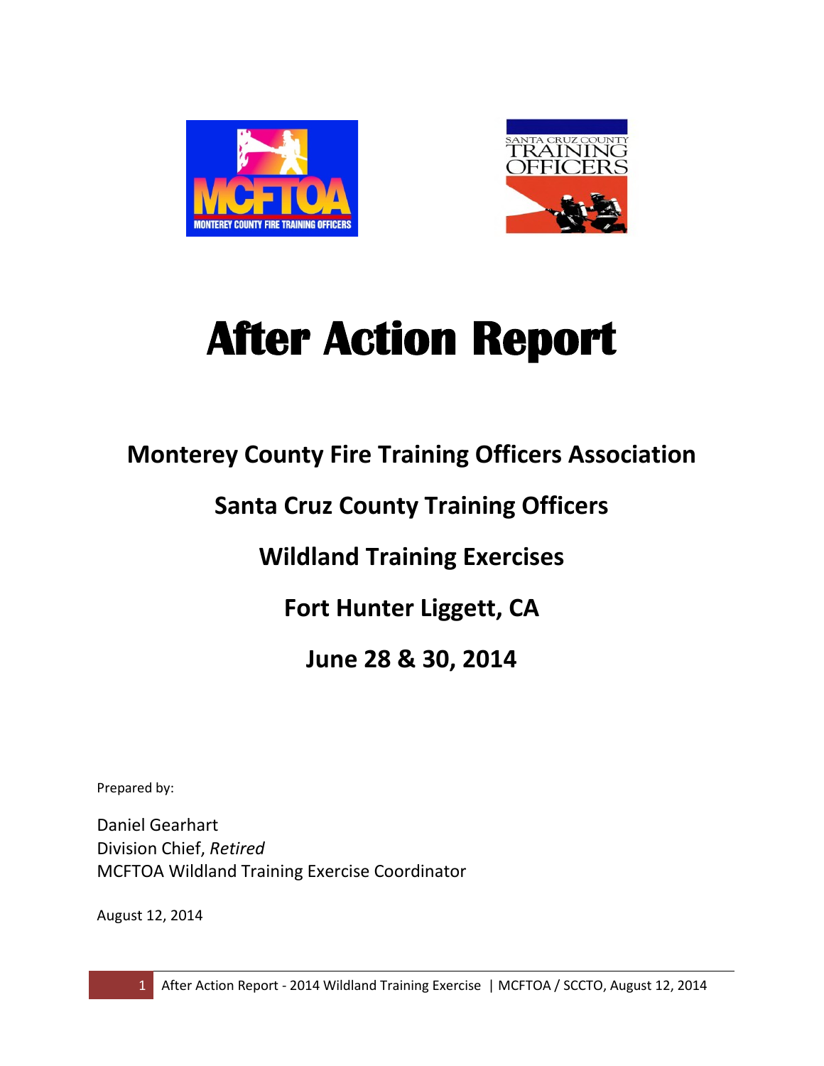# After Action Report

## Monterey County Fire Training Officers Association

## Santa Cruz County Training Officers

## Wildland Training Exercises

## Fort Hunter Liggett, CA

## June 28 & 30, 2014

Prepared by:

Daniel Gearhart
Division Chief, *Retired*
MCFTOA Wildland Training Exercise Coordinator

August 12, 2014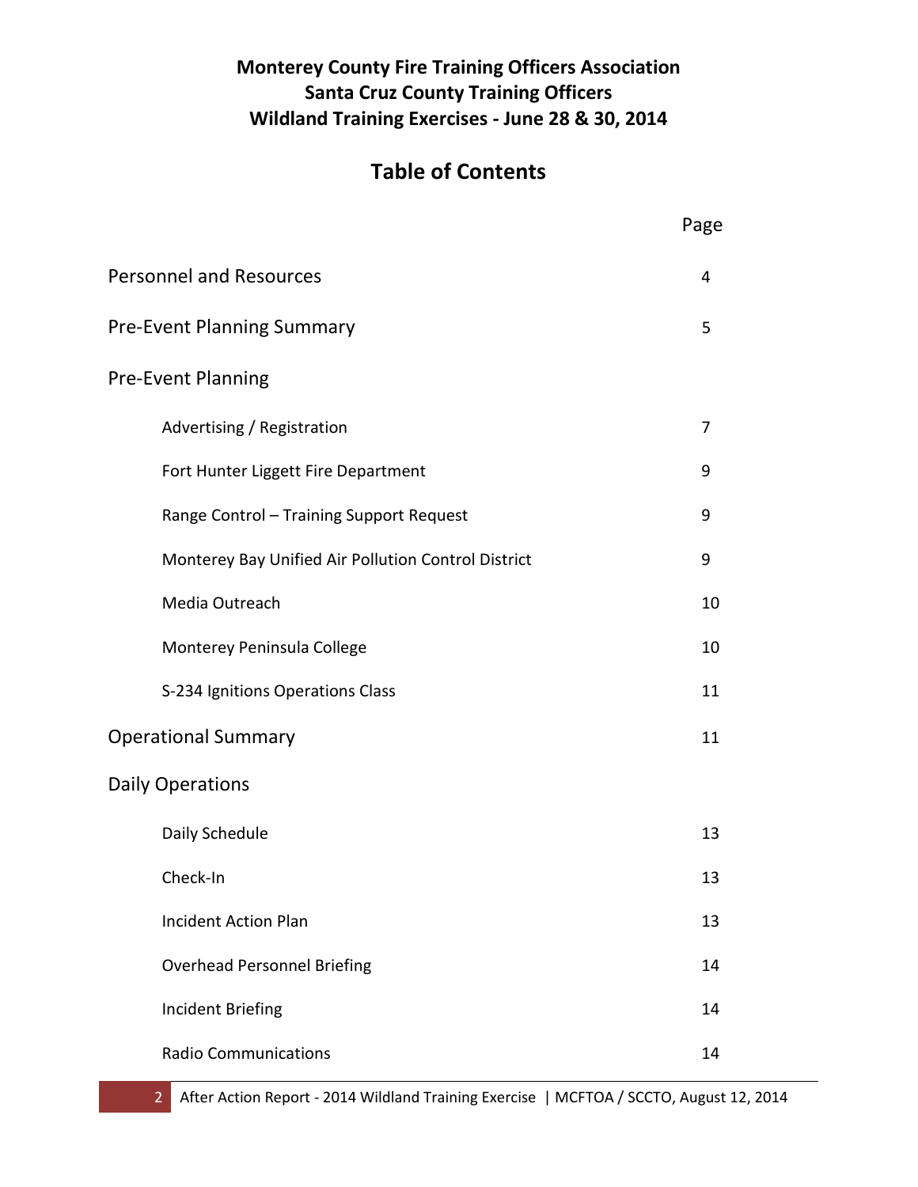**Monterey County Fire Training Officers Association**
**Santa Cruz County Training Officers**
**Wildland Training Exercises - June 28 & 30, 2014**

# Table of Contents

| | Page |
|---|---|
| Personnel and Resources | 4 |
| Pre-Event Planning Summary | 5 |
| Pre-Event Planning | |
| Advertising / Registration | 7 |
| Fort Hunter Liggett Fire Department | 9 |
| Range Control – Training Support Request | 9 |
| Monterey Bay Unified Air Pollution Control District | 9 |
| Media Outreach | 10 |
| Monterey Peninsula College | 10 |
| S-234 Ignitions Operations Class | 11 |
| Operational Summary | 11 |
| Daily Operations | |
| Daily Schedule | 13 |
| Check-In | 13 |
| Incident Action Plan | 13 |
| Overhead Personnel Briefing | 14 |
| Incident Briefing | 14 |
| Radio Communications | 14 |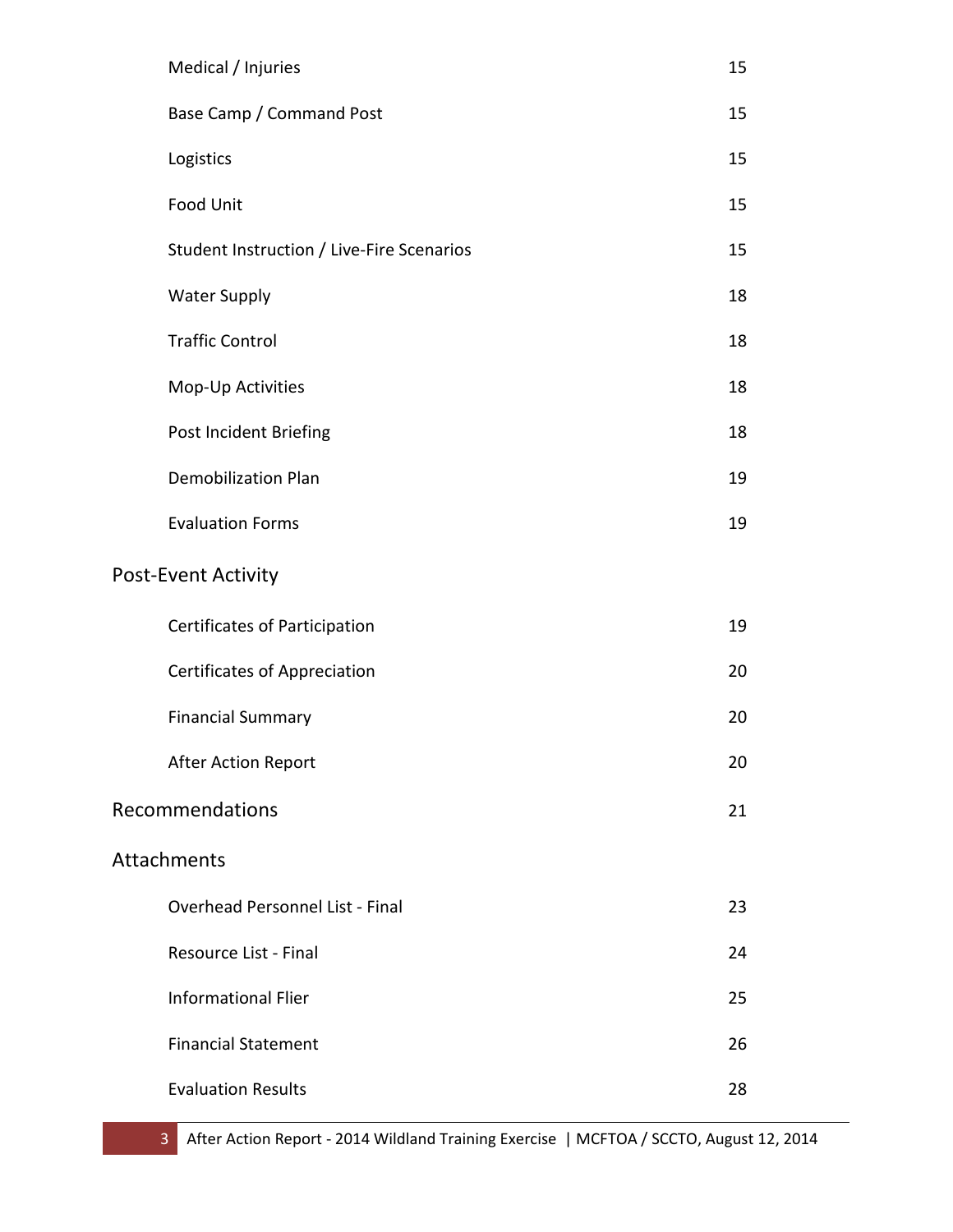| | |
|---|---|
| Medical / Injuries | 15 |
| Base Camp / Command Post | 15 |
| Logistics | 15 |
| Food Unit | 15 |
| Student Instruction / Live-Fire Scenarios | 15 |
| Water Supply | 18 |
| Traffic Control | 18 |
| Mop-Up Activities | 18 |
| Post Incident Briefing | 18 |
| Demobilization Plan | 19 |
| Evaluation Forms | 19 |

**Post-Event Activity**

| | |
|---|---|
| Certificates of Participation | 19 |
| Certificates of Appreciation | 20 |
| Financial Summary | 20 |
| After Action Report | 20 |

**Recommendations** 21

**Attachments**

| | |
|---|---|
| Overhead Personnel List - Final | 23 |
| Resource List - Final | 24 |
| Informational Flier | 25 |
| Financial Statement | 26 |
| Evaluation Results | 28 |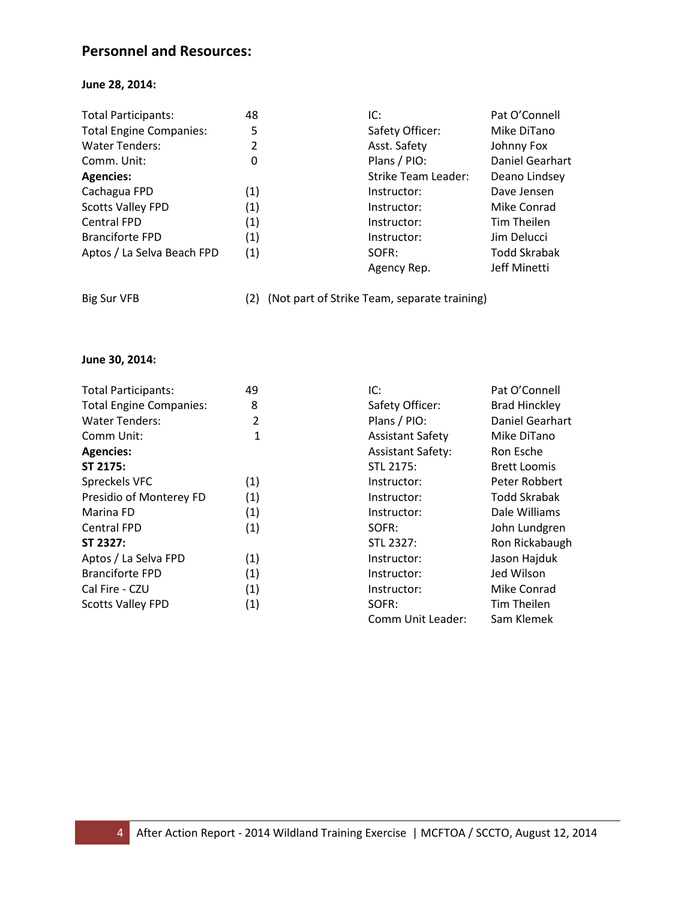## Personnel and Resources:

**June 28, 2014:**

| | | | |
|---|---|---|---|
| Total Participants: | 48 | IC: | Pat O'Connell |
| Total Engine Companies: | 5 | Safety Officer: | Mike DiTano |
| Water Tenders: | 2 | Asst. Safety | Johnny Fox |
| Comm. Unit: | 0 | Plans / PIO: | Daniel Gearhart |
| **Agencies:** | | Strike Team Leader: | Deano Lindsey |
| Cachagua FPD | (1) | Instructor: | Dave Jensen |
| Scotts Valley FPD | (1) | Instructor: | Mike Conrad |
| Central FPD | (1) | Instructor: | Tim Theilen |
| Branciforte FPD | (1) | Instructor: | Jim Delucci |
| Aptos / La Selva Beach FPD | (1) | SOFR: | Todd Skrabak |
| | | Agency Rep. | Jeff Minetti |

Big Sur VFB (2) (Not part of Strike Team, separate training)

**June 30, 2014:**

| | | | |
|---|---|---|---|
| Total Participants: | 49 | IC: | Pat O'Connell |
| Total Engine Companies: | 8 | Safety Officer: | Brad Hinckley |
| Water Tenders: | 2 | Plans / PIO: | Daniel Gearhart |
| Comm Unit: | 1 | Assistant Safety | Mike DiTano |
| **Agencies:** | | Assistant Safety: | Ron Esche |
| **ST 2175:** | | STL 2175: | Brett Loomis |
| Spreckels VFC | (1) | Instructor: | Peter Robbert |
| Presidio of Monterey FD | (1) | Instructor: | Todd Skrabak |
| Marina FD | (1) | Instructor: | Dale Williams |
| Central FPD | (1) | SOFR: | John Lundgren |
| **ST 2327:** | | STL 2327: | Ron Rickabaugh |
| Aptos / La Selva FPD | (1) | Instructor: | Jason Hajduk |
| Branciforte FPD | (1) | Instructor: | Jed Wilson |
| Cal Fire - CZU | (1) | Instructor: | Mike Conrad |
| Scotts Valley FPD | (1) | SOFR: | Tim Theilen |
| | | Comm Unit Leader: | Sam Klemek |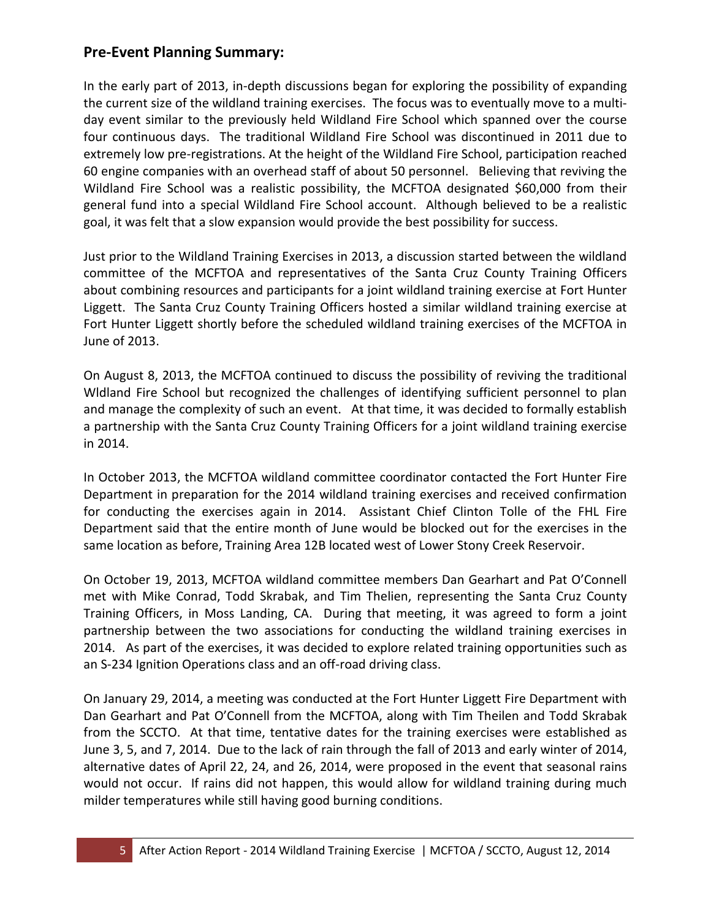## Pre-Event Planning Summary:

In the early part of 2013, in-depth discussions began for exploring the possibility of expanding the current size of the wildland training exercises. The focus was to eventually move to a multi-day event similar to the previously held Wildland Fire School which spanned over the course four continuous days. The traditional Wildland Fire School was discontinued in 2011 due to extremely low pre-registrations. At the height of the Wildland Fire School, participation reached 60 engine companies with an overhead staff of about 50 personnel. Believing that reviving the Wildland Fire School was a realistic possibility, the MCFTOA designated $60,000 from their general fund into a special Wildland Fire School account. Although believed to be a realistic goal, it was felt that a slow expansion would provide the best possibility for success.

Just prior to the Wildland Training Exercises in 2013, a discussion started between the wildland committee of the MCFTOA and representatives of the Santa Cruz County Training Officers about combining resources and participants for a joint wildland training exercise at Fort Hunter Liggett. The Santa Cruz County Training Officers hosted a similar wildland training exercise at Fort Hunter Liggett shortly before the scheduled wildland training exercises of the MCFTOA in June of 2013.

On August 8, 2013, the MCFTOA continued to discuss the possibility of reviving the traditional Wldland Fire School but recognized the challenges of identifying sufficient personnel to plan and manage the complexity of such an event. At that time, it was decided to formally establish a partnership with the Santa Cruz County Training Officers for a joint wildland training exercise in 2014.

In October 2013, the MCFTOA wildland committee coordinator contacted the Fort Hunter Fire Department in preparation for the 2014 wildland training exercises and received confirmation for conducting the exercises again in 2014. Assistant Chief Clinton Tolle of the FHL Fire Department said that the entire month of June would be blocked out for the exercises in the same location as before, Training Area 12B located west of Lower Stony Creek Reservoir.

On October 19, 2013, MCFTOA wildland committee members Dan Gearhart and Pat O'Connell met with Mike Conrad, Todd Skrabak, and Tim Thelien, representing the Santa Cruz County Training Officers, in Moss Landing, CA. During that meeting, it was agreed to form a joint partnership between the two associations for conducting the wildland training exercises in 2014. As part of the exercises, it was decided to explore related training opportunities such as an S-234 Ignition Operations class and an off-road driving class.

On January 29, 2014, a meeting was conducted at the Fort Hunter Liggett Fire Department with Dan Gearhart and Pat O'Connell from the MCFTOA, along with Tim Theilen and Todd Skrabak from the SCCTO. At that time, tentative dates for the training exercises were established as June 3, 5, and 7, 2014. Due to the lack of rain through the fall of 2013 and early winter of 2014, alternative dates of April 22, 24, and 26, 2014, were proposed in the event that seasonal rains would not occur. If rains did not happen, this would allow for wildland training during much milder temperatures while still having good burning conditions.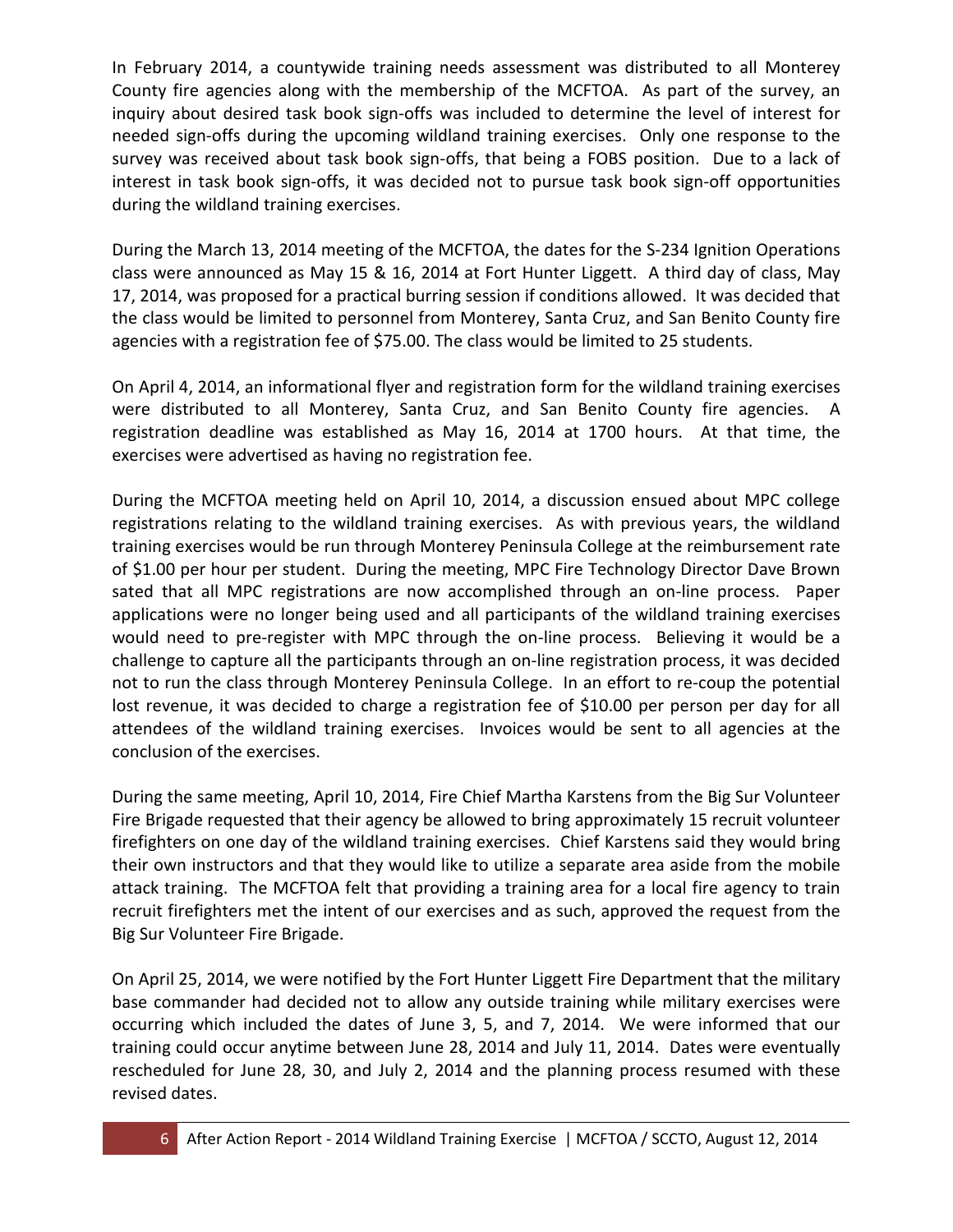In February 2014, a countywide training needs assessment was distributed to all Monterey County fire agencies along with the membership of the MCFTOA. As part of the survey, an inquiry about desired task book sign-offs was included to determine the level of interest for needed sign-offs during the upcoming wildland training exercises. Only one response to the survey was received about task book sign-offs, that being a FOBS position. Due to a lack of interest in task book sign-offs, it was decided not to pursue task book sign-off opportunities during the wildland training exercises.

During the March 13, 2014 meeting of the MCFTOA, the dates for the S-234 Ignition Operations class were announced as May 15 & 16, 2014 at Fort Hunter Liggett. A third day of class, May 17, 2014, was proposed for a practical burring session if conditions allowed. It was decided that the class would be limited to personnel from Monterey, Santa Cruz, and San Benito County fire agencies with a registration fee of $75.00. The class would be limited to 25 students.

On April 4, 2014, an informational flyer and registration form for the wildland training exercises were distributed to all Monterey, Santa Cruz, and San Benito County fire agencies. A registration deadline was established as May 16, 2014 at 1700 hours. At that time, the exercises were advertised as having no registration fee.

During the MCFTOA meeting held on April 10, 2014, a discussion ensued about MPC college registrations relating to the wildland training exercises. As with previous years, the wildland training exercises would be run through Monterey Peninsula College at the reimbursement rate of $1.00 per hour per student. During the meeting, MPC Fire Technology Director Dave Brown sated that all MPC registrations are now accomplished through an on-line process. Paper applications were no longer being used and all participants of the wildland training exercises would need to pre-register with MPC through the on-line process. Believing it would be a challenge to capture all the participants through an on-line registration process, it was decided not to run the class through Monterey Peninsula College. In an effort to re-coup the potential lost revenue, it was decided to charge a registration fee of $10.00 per person per day for all attendees of the wildland training exercises. Invoices would be sent to all agencies at the conclusion of the exercises.

During the same meeting, April 10, 2014, Fire Chief Martha Karstens from the Big Sur Volunteer Fire Brigade requested that their agency be allowed to bring approximately 15 recruit volunteer firefighters on one day of the wildland training exercises. Chief Karstens said they would bring their own instructors and that they would like to utilize a separate area aside from the mobile attack training. The MCFTOA felt that providing a training area for a local fire agency to train recruit firefighters met the intent of our exercises and as such, approved the request from the Big Sur Volunteer Fire Brigade.

On April 25, 2014, we were notified by the Fort Hunter Liggett Fire Department that the military base commander had decided not to allow any outside training while military exercises were occurring which included the dates of June 3, 5, and 7, 2014. We were informed that our training could occur anytime between June 28, 2014 and July 11, 2014. Dates were eventually rescheduled for June 28, 30, and July 2, 2014 and the planning process resumed with these revised dates.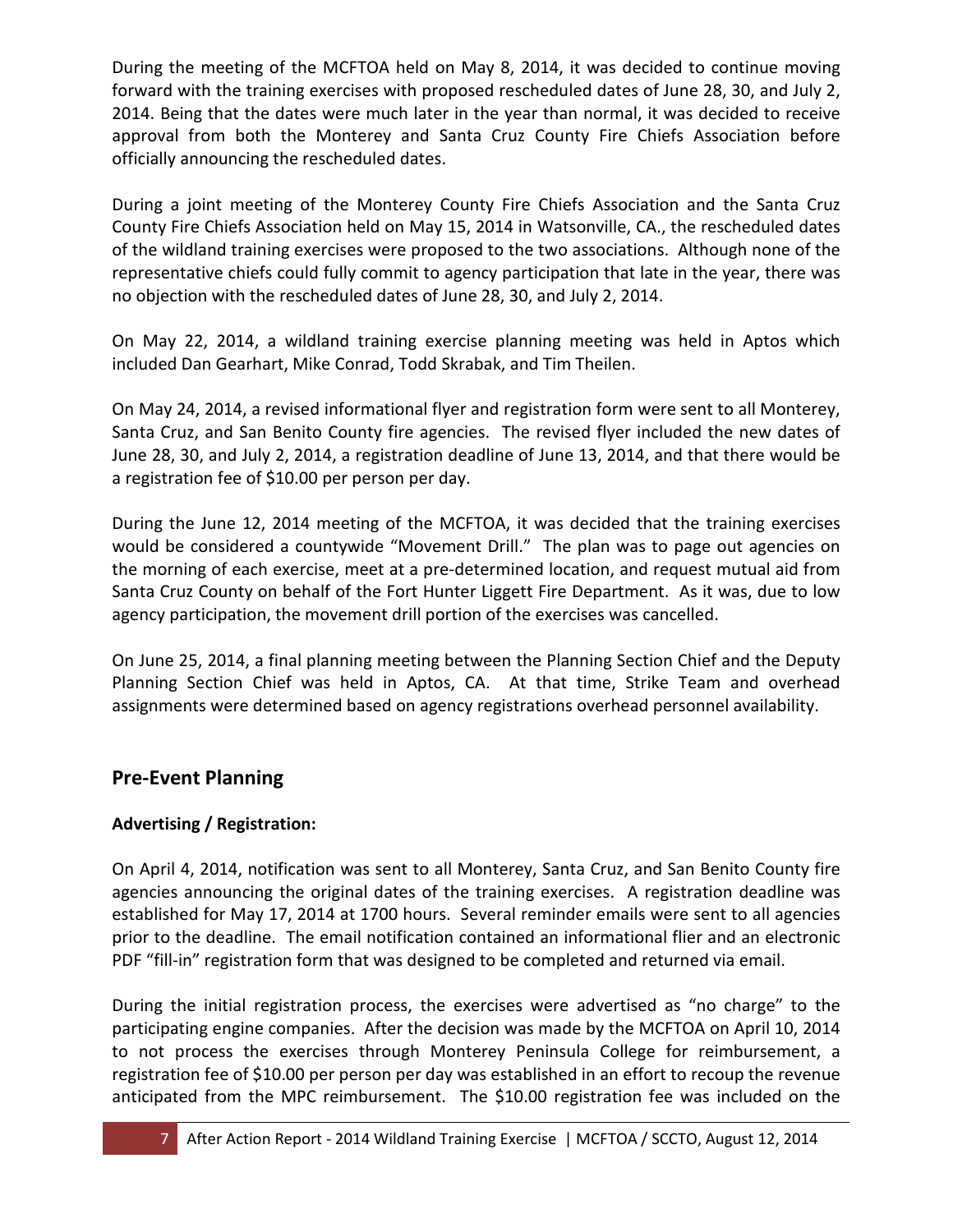During the meeting of the MCFTOA held on May 8, 2014, it was decided to continue moving forward with the training exercises with proposed rescheduled dates of June 28, 30, and July 2, 2014. Being that the dates were much later in the year than normal, it was decided to receive approval from both the Monterey and Santa Cruz County Fire Chiefs Association before officially announcing the rescheduled dates.

During a joint meeting of the Monterey County Fire Chiefs Association and the Santa Cruz County Fire Chiefs Association held on May 15, 2014 in Watsonville, CA., the rescheduled dates of the wildland training exercises were proposed to the two associations. Although none of the representative chiefs could fully commit to agency participation that late in the year, there was no objection with the rescheduled dates of June 28, 30, and July 2, 2014.

On May 22, 2014, a wildland training exercise planning meeting was held in Aptos which included Dan Gearhart, Mike Conrad, Todd Skrabak, and Tim Theilen.

On May 24, 2014, a revised informational flyer and registration form were sent to all Monterey, Santa Cruz, and San Benito County fire agencies. The revised flyer included the new dates of June 28, 30, and July 2, 2014, a registration deadline of June 13, 2014, and that there would be a registration fee of $10.00 per person per day.

During the June 12, 2014 meeting of the MCFTOA, it was decided that the training exercises would be considered a countywide "Movement Drill." The plan was to page out agencies on the morning of each exercise, meet at a pre-determined location, and request mutual aid from Santa Cruz County on behalf of the Fort Hunter Liggett Fire Department. As it was, due to low agency participation, the movement drill portion of the exercises was cancelled.

On June 25, 2014, a final planning meeting between the Planning Section Chief and the Deputy Planning Section Chief was held in Aptos, CA. At that time, Strike Team and overhead assignments were determined based on agency registrations overhead personnel availability.

## Pre-Event Planning

### Advertising / Registration:

On April 4, 2014, notification was sent to all Monterey, Santa Cruz, and San Benito County fire agencies announcing the original dates of the training exercises. A registration deadline was established for May 17, 2014 at 1700 hours. Several reminder emails were sent to all agencies prior to the deadline. The email notification contained an informational flier and an electronic PDF "fill-in" registration form that was designed to be completed and returned via email.

During the initial registration process, the exercises were advertised as "no charge" to the participating engine companies. After the decision was made by the MCFTOA on April 10, 2014 to not process the exercises through Monterey Peninsula College for reimbursement, a registration fee of $10.00 per person per day was established in an effort to recoup the revenue anticipated from the MPC reimbursement. The $10.00 registration fee was included on the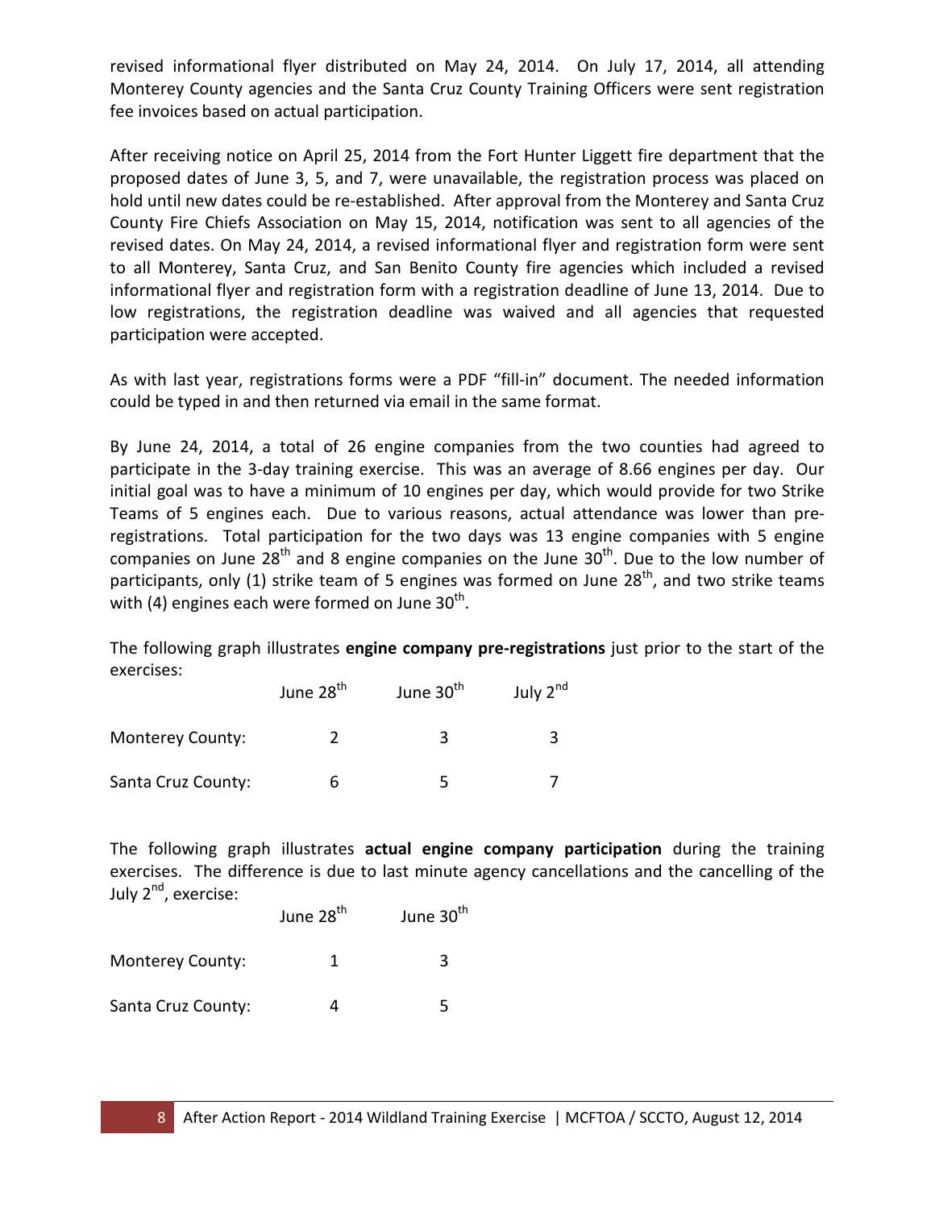revised informational flyer distributed on May 24, 2014. On July 17, 2014, all attending Monterey County agencies and the Santa Cruz County Training Officers were sent registration fee invoices based on actual participation.

After receiving notice on April 25, 2014 from the Fort Hunter Liggett fire department that the proposed dates of June 3, 5, and 7, were unavailable, the registration process was placed on hold until new dates could be re-established. After approval from the Monterey and Santa Cruz County Fire Chiefs Association on May 15, 2014, notification was sent to all agencies of the revised dates. On May 24, 2014, a revised informational flyer and registration form were sent to all Monterey, Santa Cruz, and San Benito County fire agencies which included a revised informational flyer and registration form with a registration deadline of June 13, 2014. Due to low registrations, the registration deadline was waived and all agencies that requested participation were accepted.

As with last year, registrations forms were a PDF "fill-in" document. The needed information could be typed in and then returned via email in the same format.

By June 24, 2014, a total of 26 engine companies from the two counties had agreed to participate in the 3-day training exercise. This was an average of 8.66 engines per day. Our initial goal was to have a minimum of 10 engines per day, which would provide for two Strike Teams of 5 engines each. Due to various reasons, actual attendance was lower than pre-registrations. Total participation for the two days was 13 engine companies with 5 engine companies on June 28th and 8 engine companies on the June 30th. Due to the low number of participants, only (1) strike team of 5 engines was formed on June 28th, and two strike teams with (4) engines each were formed on June 30th.

The following graph illustrates **engine company pre-registrations** just prior to the start of the exercises:

| | June 28th | June 30th | July 2nd |
|---|---|---|---|
| Monterey County: | 2 | 3 | 3 |
| Santa Cruz County: | 6 | 5 | 7 |

The following graph illustrates **actual engine company participation** during the training exercises. The difference is due to last minute agency cancellations and the cancelling of the July 2nd, exercise:

| | June 28th | June 30th |
|---|---|---|
| Monterey County: | 1 | 3 |
| Santa Cruz County: | 4 | 5 |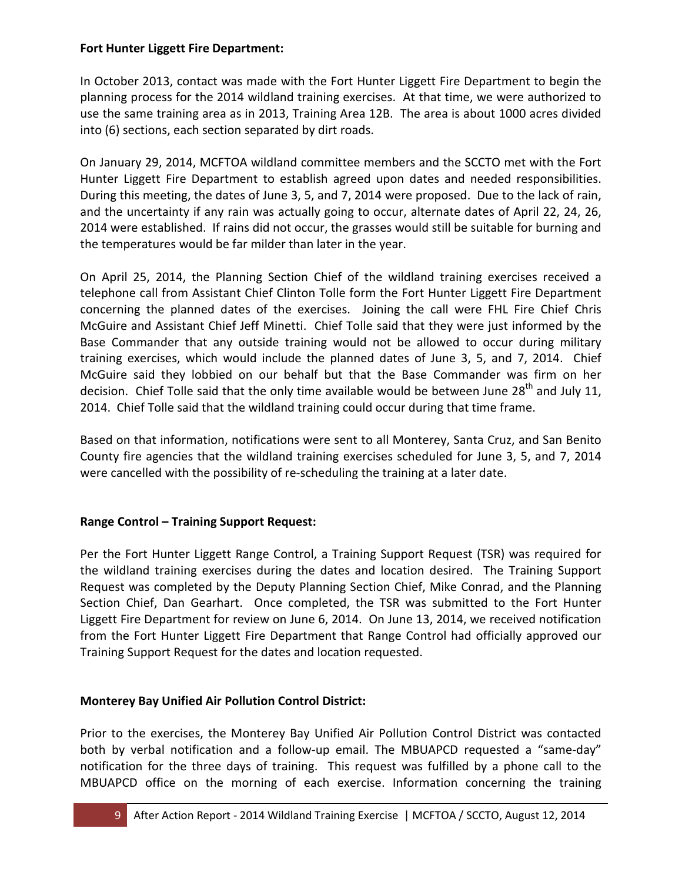**Fort Hunter Liggett Fire Department:**

In October 2013, contact was made with the Fort Hunter Liggett Fire Department to begin the planning process for the 2014 wildland training exercises. At that time, we were authorized to use the same training area as in 2013, Training Area 12B. The area is about 1000 acres divided into (6) sections, each section separated by dirt roads.

On January 29, 2014, MCFTOA wildland committee members and the SCCTO met with the Fort Hunter Liggett Fire Department to establish agreed upon dates and needed responsibilities. During this meeting, the dates of June 3, 5, and 7, 2014 were proposed. Due to the lack of rain, and the uncertainty if any rain was actually going to occur, alternate dates of April 22, 24, 26, 2014 were established. If rains did not occur, the grasses would still be suitable for burning and the temperatures would be far milder than later in the year.

On April 25, 2014, the Planning Section Chief of the wildland training exercises received a telephone call from Assistant Chief Clinton Tolle form the Fort Hunter Liggett Fire Department concerning the planned dates of the exercises. Joining the call were FHL Fire Chief Chris McGuire and Assistant Chief Jeff Minetti. Chief Tolle said that they were just informed by the Base Commander that any outside training would not be allowed to occur during military training exercises, which would include the planned dates of June 3, 5, and 7, 2014. Chief McGuire said they lobbied on our behalf but that the Base Commander was firm on her decision. Chief Tolle said that the only time available would be between June 28th and July 11, 2014. Chief Tolle said that the wildland training could occur during that time frame.

Based on that information, notifications were sent to all Monterey, Santa Cruz, and San Benito County fire agencies that the wildland training exercises scheduled for June 3, 5, and 7, 2014 were cancelled with the possibility of re-scheduling the training at a later date.

**Range Control – Training Support Request:**

Per the Fort Hunter Liggett Range Control, a Training Support Request (TSR) was required for the wildland training exercises during the dates and location desired. The Training Support Request was completed by the Deputy Planning Section Chief, Mike Conrad, and the Planning Section Chief, Dan Gearhart. Once completed, the TSR was submitted to the Fort Hunter Liggett Fire Department for review on June 6, 2014. On June 13, 2014, we received notification from the Fort Hunter Liggett Fire Department that Range Control had officially approved our Training Support Request for the dates and location requested.

**Monterey Bay Unified Air Pollution Control District:**

Prior to the exercises, the Monterey Bay Unified Air Pollution Control District was contacted both by verbal notification and a follow-up email. The MBUAPCD requested a "same-day" notification for the three days of training. This request was fulfilled by a phone call to the MBUAPCD office on the morning of each exercise. Information concerning the training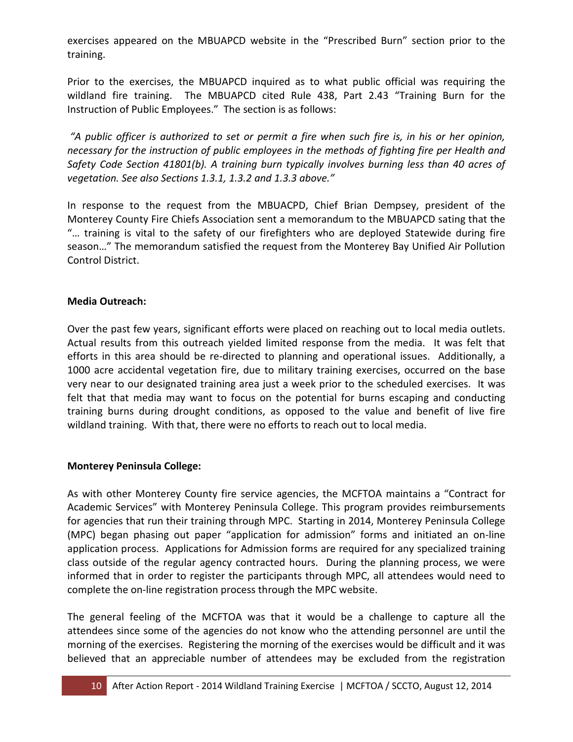exercises appeared on the MBUAPCD website in the "Prescribed Burn" section prior to the training.

Prior to the exercises, the MBUAPCD inquired as to what public official was requiring the wildland fire training. The MBUAPCD cited Rule 438, Part 2.43 "Training Burn for the Instruction of Public Employees." The section is as follows:

*"A public officer is authorized to set or permit a fire when such fire is, in his or her opinion, necessary for the instruction of public employees in the methods of fighting fire per Health and Safety Code Section 41801(b). A training burn typically involves burning less than 40 acres of vegetation. See also Sections 1.3.1, 1.3.2 and 1.3.3 above."*

In response to the request from the MBUACPD, Chief Brian Dempsey, president of the Monterey County Fire Chiefs Association sent a memorandum to the MBUAPCD sating that the "… training is vital to the safety of our firefighters who are deployed Statewide during fire season…" The memorandum satisfied the request from the Monterey Bay Unified Air Pollution Control District.

**Media Outreach:**

Over the past few years, significant efforts were placed on reaching out to local media outlets. Actual results from this outreach yielded limited response from the media. It was felt that efforts in this area should be re-directed to planning and operational issues. Additionally, a 1000 acre accidental vegetation fire, due to military training exercises, occurred on the base very near to our designated training area just a week prior to the scheduled exercises. It was felt that that media may want to focus on the potential for burns escaping and conducting training burns during drought conditions, as opposed to the value and benefit of live fire wildland training. With that, there were no efforts to reach out to local media.

**Monterey Peninsula College:**

As with other Monterey County fire service agencies, the MCFTOA maintains a "Contract for Academic Services" with Monterey Peninsula College. This program provides reimbursements for agencies that run their training through MPC. Starting in 2014, Monterey Peninsula College (MPC) began phasing out paper "application for admission" forms and initiated an on-line application process. Applications for Admission forms are required for any specialized training class outside of the regular agency contracted hours. During the planning process, we were informed that in order to register the participants through MPC, all attendees would need to complete the on-line registration process through the MPC website.

The general feeling of the MCFTOA was that it would be a challenge to capture all the attendees since some of the agencies do not know who the attending personnel are until the morning of the exercises. Registering the morning of the exercises would be difficult and it was believed that an appreciable number of attendees may be excluded from the registration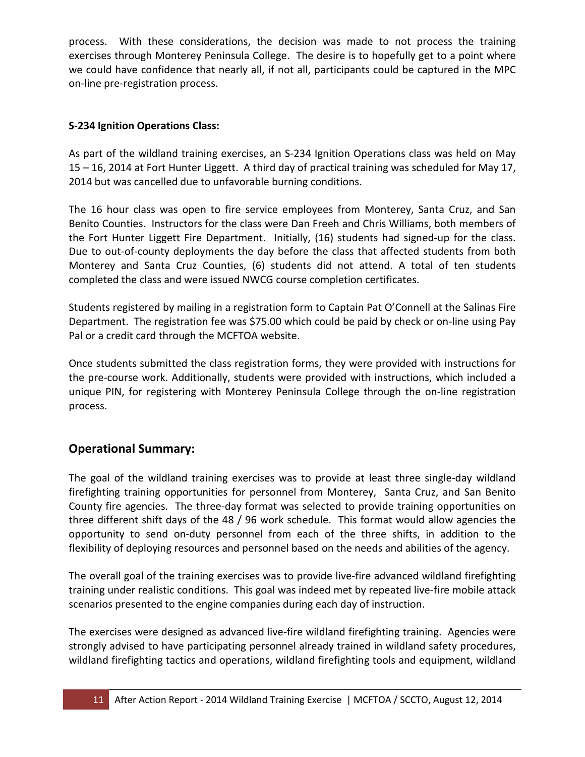process. With these considerations, the decision was made to not process the training exercises through Monterey Peninsula College. The desire is to hopefully get to a point where we could have confidence that nearly all, if not all, participants could be captured in the MPC on-line pre-registration process.

**S-234 Ignition Operations Class:**

As part of the wildland training exercises, an S-234 Ignition Operations class was held on May 15 – 16, 2014 at Fort Hunter Liggett. A third day of practical training was scheduled for May 17, 2014 but was cancelled due to unfavorable burning conditions.

The 16 hour class was open to fire service employees from Monterey, Santa Cruz, and San Benito Counties. Instructors for the class were Dan Freeh and Chris Williams, both members of the Fort Hunter Liggett Fire Department. Initially, (16) students had signed-up for the class. Due to out-of-county deployments the day before the class that affected students from both Monterey and Santa Cruz Counties, (6) students did not attend. A total of ten students completed the class and were issued NWCG course completion certificates.

Students registered by mailing in a registration form to Captain Pat O'Connell at the Salinas Fire Department. The registration fee was $75.00 which could be paid by check or on-line using Pay Pal or a credit card through the MCFTOA website.

Once students submitted the class registration forms, they were provided with instructions for the pre-course work. Additionally, students were provided with instructions, which included a unique PIN, for registering with Monterey Peninsula College through the on-line registration process.

## Operational Summary:

The goal of the wildland training exercises was to provide at least three single-day wildland firefighting training opportunities for personnel from Monterey, Santa Cruz, and San Benito County fire agencies. The three-day format was selected to provide training opportunities on three different shift days of the 48 / 96 work schedule. This format would allow agencies the opportunity to send on-duty personnel from each of the three shifts, in addition to the flexibility of deploying resources and personnel based on the needs and abilities of the agency.

The overall goal of the training exercises was to provide live-fire advanced wildland firefighting training under realistic conditions. This goal was indeed met by repeated live-fire mobile attack scenarios presented to the engine companies during each day of instruction.

The exercises were designed as advanced live-fire wildland firefighting training. Agencies were strongly advised to have participating personnel already trained in wildland safety procedures, wildland firefighting tactics and operations, wildland firefighting tools and equipment, wildland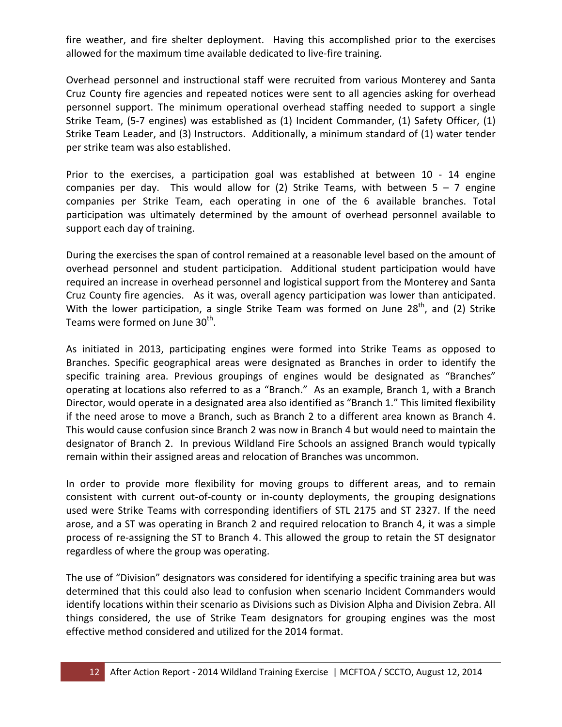fire weather, and fire shelter deployment. Having this accomplished prior to the exercises allowed for the maximum time available dedicated to live-fire training.

Overhead personnel and instructional staff were recruited from various Monterey and Santa Cruz County fire agencies and repeated notices were sent to all agencies asking for overhead personnel support. The minimum operational overhead staffing needed to support a single Strike Team, (5-7 engines) was established as (1) Incident Commander, (1) Safety Officer, (1) Strike Team Leader, and (3) Instructors. Additionally, a minimum standard of (1) water tender per strike team was also established.

Prior to the exercises, a participation goal was established at between 10 - 14 engine companies per day. This would allow for (2) Strike Teams, with between 5 – 7 engine companies per Strike Team, each operating in one of the 6 available branches. Total participation was ultimately determined by the amount of overhead personnel available to support each day of training.

During the exercises the span of control remained at a reasonable level based on the amount of overhead personnel and student participation. Additional student participation would have required an increase in overhead personnel and logistical support from the Monterey and Santa Cruz County fire agencies. As it was, overall agency participation was lower than anticipated. With the lower participation, a single Strike Team was formed on June 28th, and (2) Strike Teams were formed on June 30th.

As initiated in 2013, participating engines were formed into Strike Teams as opposed to Branches. Specific geographical areas were designated as Branches in order to identify the specific training area. Previous groupings of engines would be designated as "Branches" operating at locations also referred to as a "Branch." As an example, Branch 1, with a Branch Director, would operate in a designated area also identified as "Branch 1." This limited flexibility if the need arose to move a Branch, such as Branch 2 to a different area known as Branch 4. This would cause confusion since Branch 2 was now in Branch 4 but would need to maintain the designator of Branch 2. In previous Wildland Fire Schools an assigned Branch would typically remain within their assigned areas and relocation of Branches was uncommon.

In order to provide more flexibility for moving groups to different areas, and to remain consistent with current out-of-county or in-county deployments, the grouping designations used were Strike Teams with corresponding identifiers of STL 2175 and ST 2327. If the need arose, and a ST was operating in Branch 2 and required relocation to Branch 4, it was a simple process of re-assigning the ST to Branch 4. This allowed the group to retain the ST designator regardless of where the group was operating.

The use of "Division" designators was considered for identifying a specific training area but was determined that this could also lead to confusion when scenario Incident Commanders would identify locations within their scenario as Divisions such as Division Alpha and Division Zebra. All things considered, the use of Strike Team designators for grouping engines was the most effective method considered and utilized for the 2014 format.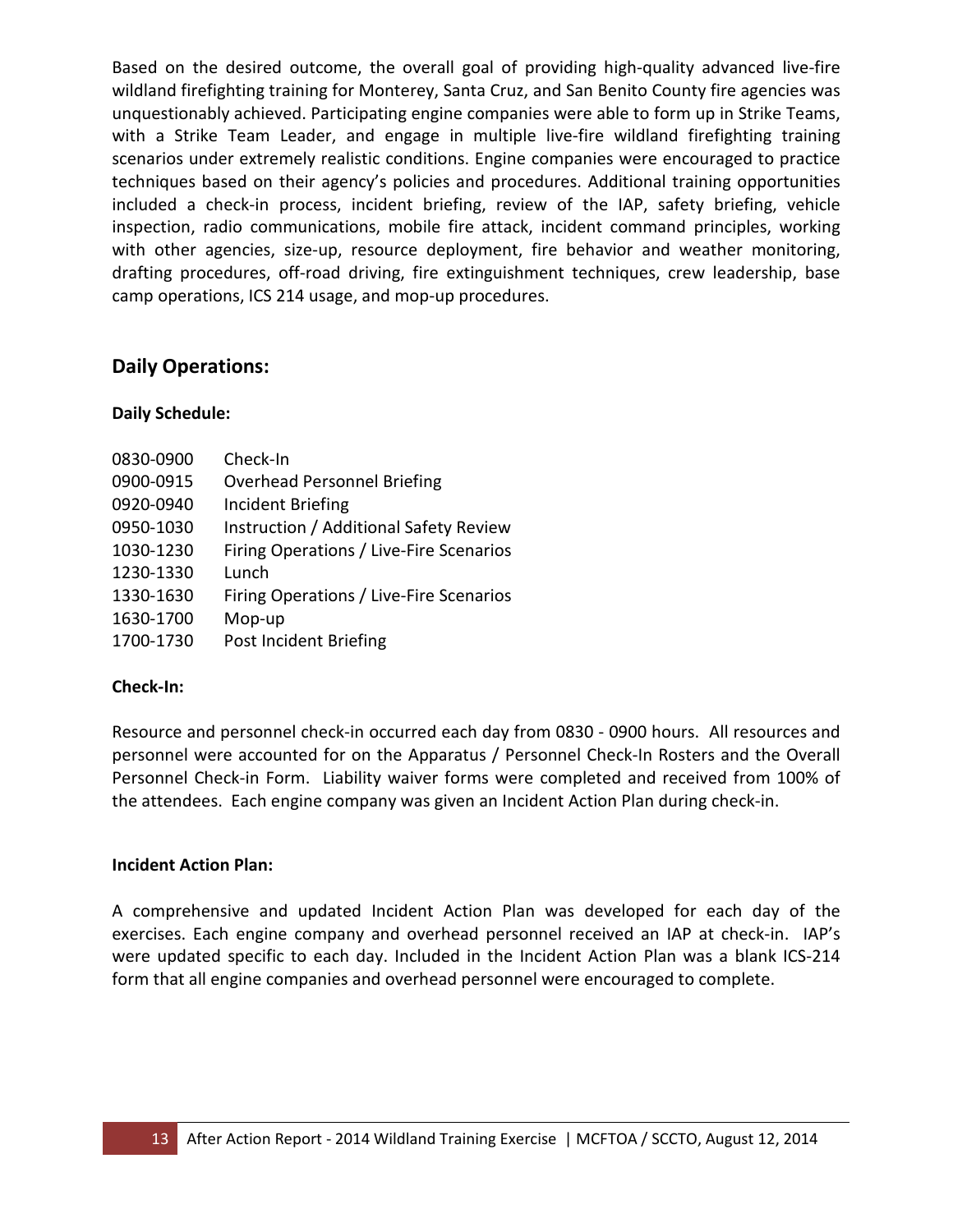Based on the desired outcome, the overall goal of providing high-quality advanced live-fire wildland firefighting training for Monterey, Santa Cruz, and San Benito County fire agencies was unquestionably achieved. Participating engine companies were able to form up in Strike Teams, with a Strike Team Leader, and engage in multiple live-fire wildland firefighting training scenarios under extremely realistic conditions. Engine companies were encouraged to practice techniques based on their agency's policies and procedures. Additional training opportunities included a check-in process, incident briefing, review of the IAP, safety briefing, vehicle inspection, radio communications, mobile fire attack, incident command principles, working with other agencies, size-up, resource deployment, fire behavior and weather monitoring, drafting procedures, off-road driving, fire extinguishment techniques, crew leadership, base camp operations, ICS 214 usage, and mop-up procedures.

## Daily Operations:

**Daily Schedule:**

| | |
|---|---|
| 0830-0900 | Check-In |
| 0900-0915 | Overhead Personnel Briefing |
| 0920-0940 | Incident Briefing |
| 0950-1030 | Instruction / Additional Safety Review |
| 1030-1230 | Firing Operations / Live-Fire Scenarios |
| 1230-1330 | Lunch |
| 1330-1630 | Firing Operations / Live-Fire Scenarios |
| 1630-1700 | Mop-up |
| 1700-1730 | Post Incident Briefing |

**Check-In:**

Resource and personnel check-in occurred each day from 0830 - 0900 hours. All resources and personnel were accounted for on the Apparatus / Personnel Check-In Rosters and the Overall Personnel Check-in Form. Liability waiver forms were completed and received from 100% of the attendees. Each engine company was given an Incident Action Plan during check-in.

**Incident Action Plan:**

A comprehensive and updated Incident Action Plan was developed for each day of the exercises. Each engine company and overhead personnel received an IAP at check-in. IAP's were updated specific to each day. Included in the Incident Action Plan was a blank ICS-214 form that all engine companies and overhead personnel were encouraged to complete.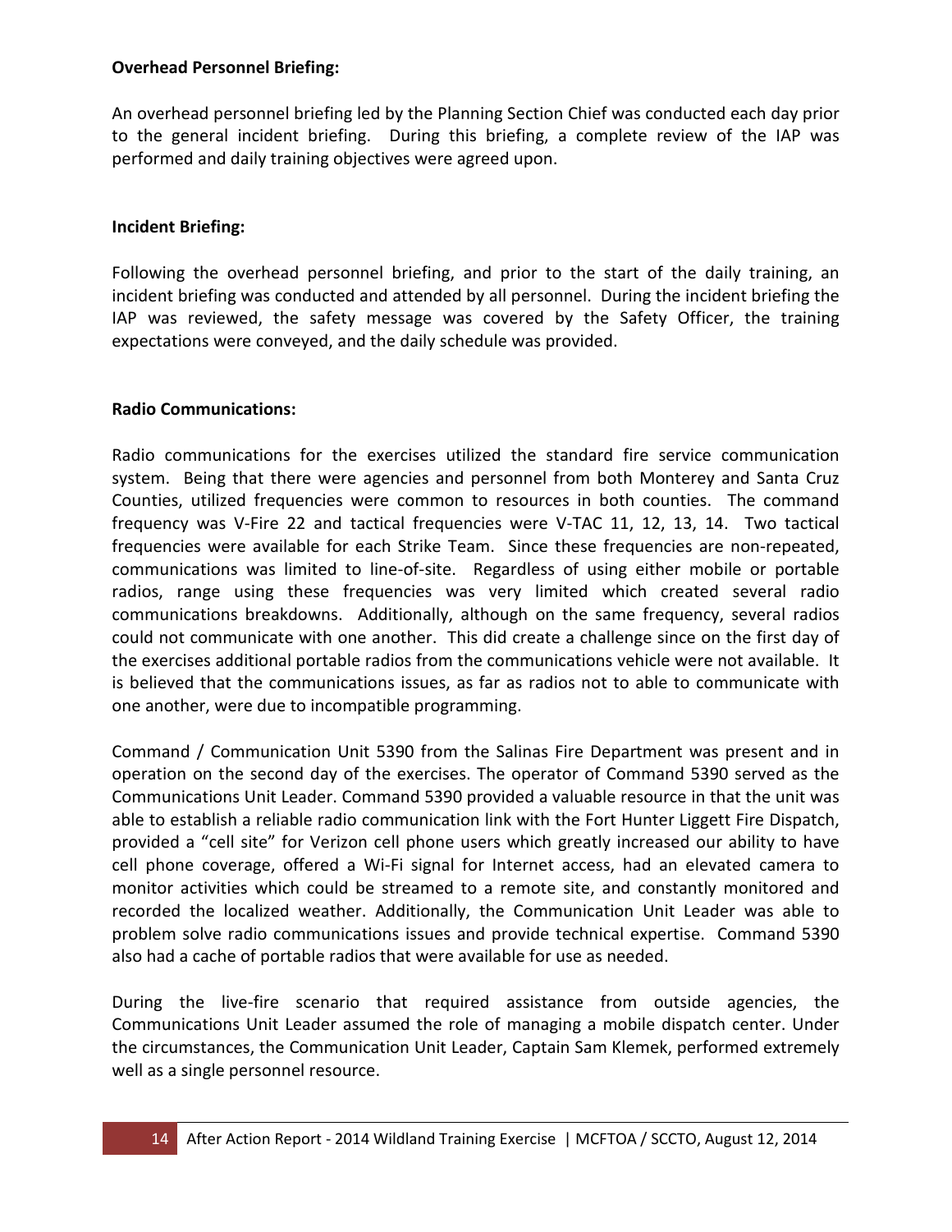**Overhead Personnel Briefing:**

An overhead personnel briefing led by the Planning Section Chief was conducted each day prior to the general incident briefing. During this briefing, a complete review of the IAP was performed and daily training objectives were agreed upon.

**Incident Briefing:**

Following the overhead personnel briefing, and prior to the start of the daily training, an incident briefing was conducted and attended by all personnel. During the incident briefing the IAP was reviewed, the safety message was covered by the Safety Officer, the training expectations were conveyed, and the daily schedule was provided.

**Radio Communications:**

Radio communications for the exercises utilized the standard fire service communication system. Being that there were agencies and personnel from both Monterey and Santa Cruz Counties, utilized frequencies were common to resources in both counties. The command frequency was V-Fire 22 and tactical frequencies were V-TAC 11, 12, 13, 14. Two tactical frequencies were available for each Strike Team. Since these frequencies are non-repeated, communications was limited to line-of-site. Regardless of using either mobile or portable radios, range using these frequencies was very limited which created several radio communications breakdowns. Additionally, although on the same frequency, several radios could not communicate with one another. This did create a challenge since on the first day of the exercises additional portable radios from the communications vehicle were not available. It is believed that the communications issues, as far as radios not to able to communicate with one another, were due to incompatible programming.

Command / Communication Unit 5390 from the Salinas Fire Department was present and in operation on the second day of the exercises. The operator of Command 5390 served as the Communications Unit Leader. Command 5390 provided a valuable resource in that the unit was able to establish a reliable radio communication link with the Fort Hunter Liggett Fire Dispatch, provided a "cell site" for Verizon cell phone users which greatly increased our ability to have cell phone coverage, offered a Wi-Fi signal for Internet access, had an elevated camera to monitor activities which could be streamed to a remote site, and constantly monitored and recorded the localized weather. Additionally, the Communication Unit Leader was able to problem solve radio communications issues and provide technical expertise. Command 5390 also had a cache of portable radios that were available for use as needed.

During the live-fire scenario that required assistance from outside agencies, the Communications Unit Leader assumed the role of managing a mobile dispatch center. Under the circumstances, the Communication Unit Leader, Captain Sam Klemek, performed extremely well as a single personnel resource.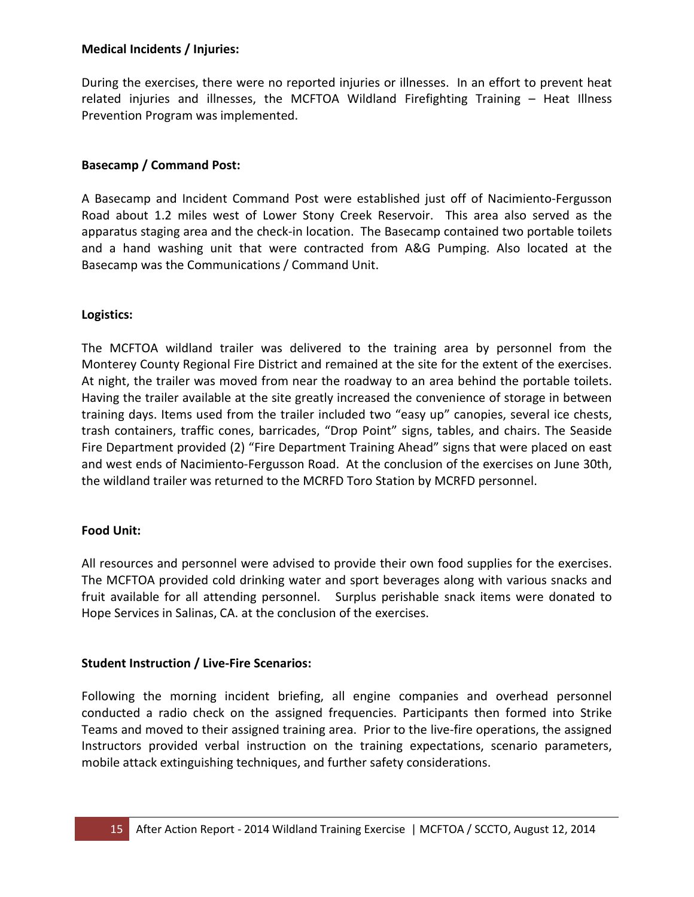**Medical Incidents / Injuries:**

During the exercises, there were no reported injuries or illnesses. In an effort to prevent heat related injuries and illnesses, the MCFTOA Wildland Firefighting Training – Heat Illness Prevention Program was implemented.

**Basecamp / Command Post:**

A Basecamp and Incident Command Post were established just off of Nacimiento-Fergusson Road about 1.2 miles west of Lower Stony Creek Reservoir. This area also served as the apparatus staging area and the check-in location. The Basecamp contained two portable toilets and a hand washing unit that were contracted from A&G Pumping. Also located at the Basecamp was the Communications / Command Unit.

**Logistics:**

The MCFTOA wildland trailer was delivered to the training area by personnel from the Monterey County Regional Fire District and remained at the site for the extent of the exercises. At night, the trailer was moved from near the roadway to an area behind the portable toilets. Having the trailer available at the site greatly increased the convenience of storage in between training days. Items used from the trailer included two "easy up" canopies, several ice chests, trash containers, traffic cones, barricades, "Drop Point" signs, tables, and chairs. The Seaside Fire Department provided (2) "Fire Department Training Ahead" signs that were placed on east and west ends of Nacimiento-Fergusson Road. At the conclusion of the exercises on June 30th, the wildland trailer was returned to the MCRFD Toro Station by MCRFD personnel.

**Food Unit:**

All resources and personnel were advised to provide their own food supplies for the exercises. The MCFTOA provided cold drinking water and sport beverages along with various snacks and fruit available for all attending personnel. Surplus perishable snack items were donated to Hope Services in Salinas, CA. at the conclusion of the exercises.

**Student Instruction / Live-Fire Scenarios:**

Following the morning incident briefing, all engine companies and overhead personnel conducted a radio check on the assigned frequencies. Participants then formed into Strike Teams and moved to their assigned training area. Prior to the live-fire operations, the assigned Instructors provided verbal instruction on the training expectations, scenario parameters, mobile attack extinguishing techniques, and further safety considerations.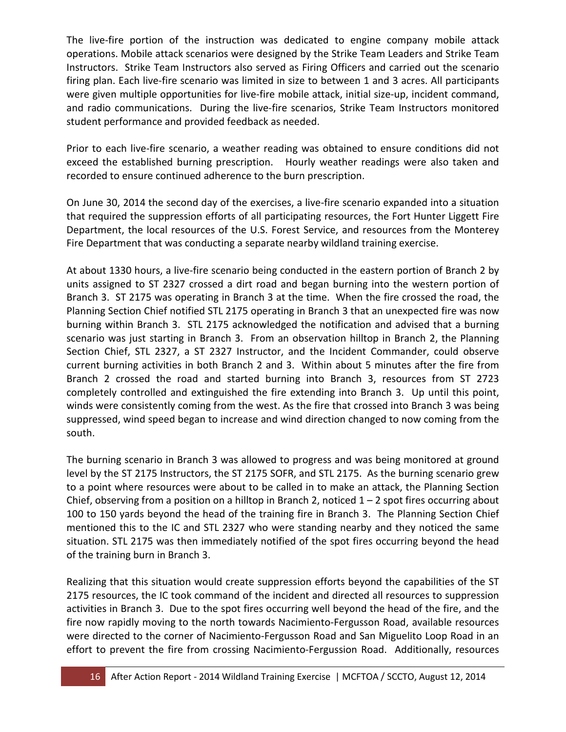The live-fire portion of the instruction was dedicated to engine company mobile attack operations. Mobile attack scenarios were designed by the Strike Team Leaders and Strike Team Instructors. Strike Team Instructors also served as Firing Officers and carried out the scenario firing plan. Each live-fire scenario was limited in size to between 1 and 3 acres. All participants were given multiple opportunities for live-fire mobile attack, initial size-up, incident command, and radio communications. During the live-fire scenarios, Strike Team Instructors monitored student performance and provided feedback as needed.

Prior to each live-fire scenario, a weather reading was obtained to ensure conditions did not exceed the established burning prescription. Hourly weather readings were also taken and recorded to ensure continued adherence to the burn prescription.

On June 30, 2014 the second day of the exercises, a live-fire scenario expanded into a situation that required the suppression efforts of all participating resources, the Fort Hunter Liggett Fire Department, the local resources of the U.S. Forest Service, and resources from the Monterey Fire Department that was conducting a separate nearby wildland training exercise.

At about 1330 hours, a live-fire scenario being conducted in the eastern portion of Branch 2 by units assigned to ST 2327 crossed a dirt road and began burning into the western portion of Branch 3. ST 2175 was operating in Branch 3 at the time. When the fire crossed the road, the Planning Section Chief notified STL 2175 operating in Branch 3 that an unexpected fire was now burning within Branch 3. STL 2175 acknowledged the notification and advised that a burning scenario was just starting in Branch 3. From an observation hilltop in Branch 2, the Planning Section Chief, STL 2327, a ST 2327 Instructor, and the Incident Commander, could observe current burning activities in both Branch 2 and 3. Within about 5 minutes after the fire from Branch 2 crossed the road and started burning into Branch 3, resources from ST 2723 completely controlled and extinguished the fire extending into Branch 3. Up until this point, winds were consistently coming from the west. As the fire that crossed into Branch 3 was being suppressed, wind speed began to increase and wind direction changed to now coming from the south.

The burning scenario in Branch 3 was allowed to progress and was being monitored at ground level by the ST 2175 Instructors, the ST 2175 SOFR, and STL 2175. As the burning scenario grew to a point where resources were about to be called in to make an attack, the Planning Section Chief, observing from a position on a hilltop in Branch 2, noticed 1 – 2 spot fires occurring about 100 to 150 yards beyond the head of the training fire in Branch 3. The Planning Section Chief mentioned this to the IC and STL 2327 who were standing nearby and they noticed the same situation. STL 2175 was then immediately notified of the spot fires occurring beyond the head of the training burn in Branch 3.

Realizing that this situation would create suppression efforts beyond the capabilities of the ST 2175 resources, the IC took command of the incident and directed all resources to suppression activities in Branch 3. Due to the spot fires occurring well beyond the head of the fire, and the fire now rapidly moving to the north towards Nacimiento-Fergusson Road, available resources were directed to the corner of Nacimiento-Fergusson Road and San Miguelito Loop Road in an effort to prevent the fire from crossing Nacimiento-Fergussion Road. Additionally, resources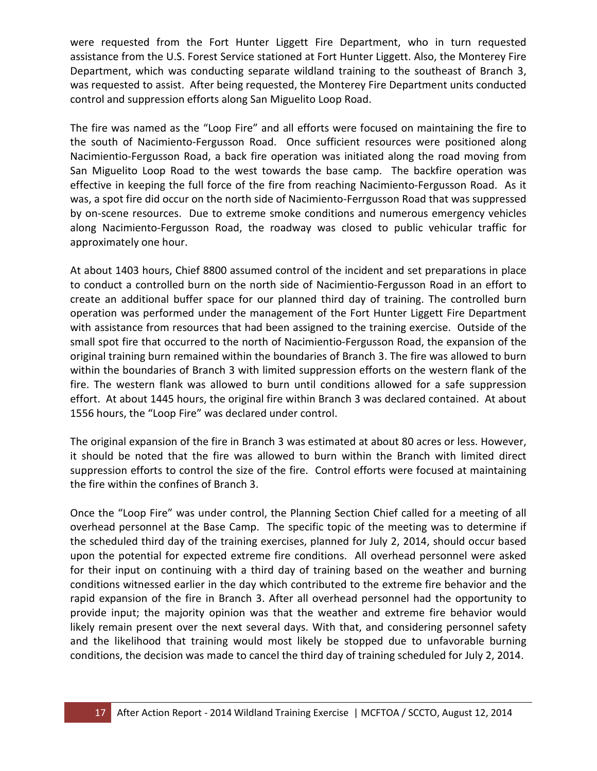were requested from the Fort Hunter Liggett Fire Department, who in turn requested assistance from the U.S. Forest Service stationed at Fort Hunter Liggett. Also, the Monterey Fire Department, which was conducting separate wildland training to the southeast of Branch 3, was requested to assist. After being requested, the Monterey Fire Department units conducted control and suppression efforts along San Miguelito Loop Road.

The fire was named as the "Loop Fire" and all efforts were focused on maintaining the fire to the south of Nacimiento-Fergusson Road. Once sufficient resources were positioned along Nacimientio-Fergusson Road, a back fire operation was initiated along the road moving from San Miguelito Loop Road to the west towards the base camp. The backfire operation was effective in keeping the full force of the fire from reaching Nacimiento-Fergusson Road. As it was, a spot fire did occur on the north side of Nacimiento-Ferrgusson Road that was suppressed by on-scene resources. Due to extreme smoke conditions and numerous emergency vehicles along Nacimiento-Fergusson Road, the roadway was closed to public vehicular traffic for approximately one hour.

At about 1403 hours, Chief 8800 assumed control of the incident and set preparations in place to conduct a controlled burn on the north side of Nacimientio-Fergusson Road in an effort to create an additional buffer space for our planned third day of training. The controlled burn operation was performed under the management of the Fort Hunter Liggett Fire Department with assistance from resources that had been assigned to the training exercise. Outside of the small spot fire that occurred to the north of Nacimientio-Fergusson Road, the expansion of the original training burn remained within the boundaries of Branch 3. The fire was allowed to burn within the boundaries of Branch 3 with limited suppression efforts on the western flank of the fire. The western flank was allowed to burn until conditions allowed for a safe suppression effort. At about 1445 hours, the original fire within Branch 3 was declared contained. At about 1556 hours, the "Loop Fire" was declared under control.

The original expansion of the fire in Branch 3 was estimated at about 80 acres or less. However, it should be noted that the fire was allowed to burn within the Branch with limited direct suppression efforts to control the size of the fire. Control efforts were focused at maintaining the fire within the confines of Branch 3.

Once the "Loop Fire" was under control, the Planning Section Chief called for a meeting of all overhead personnel at the Base Camp. The specific topic of the meeting was to determine if the scheduled third day of the training exercises, planned for July 2, 2014, should occur based upon the potential for expected extreme fire conditions. All overhead personnel were asked for their input on continuing with a third day of training based on the weather and burning conditions witnessed earlier in the day which contributed to the extreme fire behavior and the rapid expansion of the fire in Branch 3. After all overhead personnel had the opportunity to provide input; the majority opinion was that the weather and extreme fire behavior would likely remain present over the next several days. With that, and considering personnel safety and the likelihood that training would most likely be stopped due to unfavorable burning conditions, the decision was made to cancel the third day of training scheduled for July 2, 2014.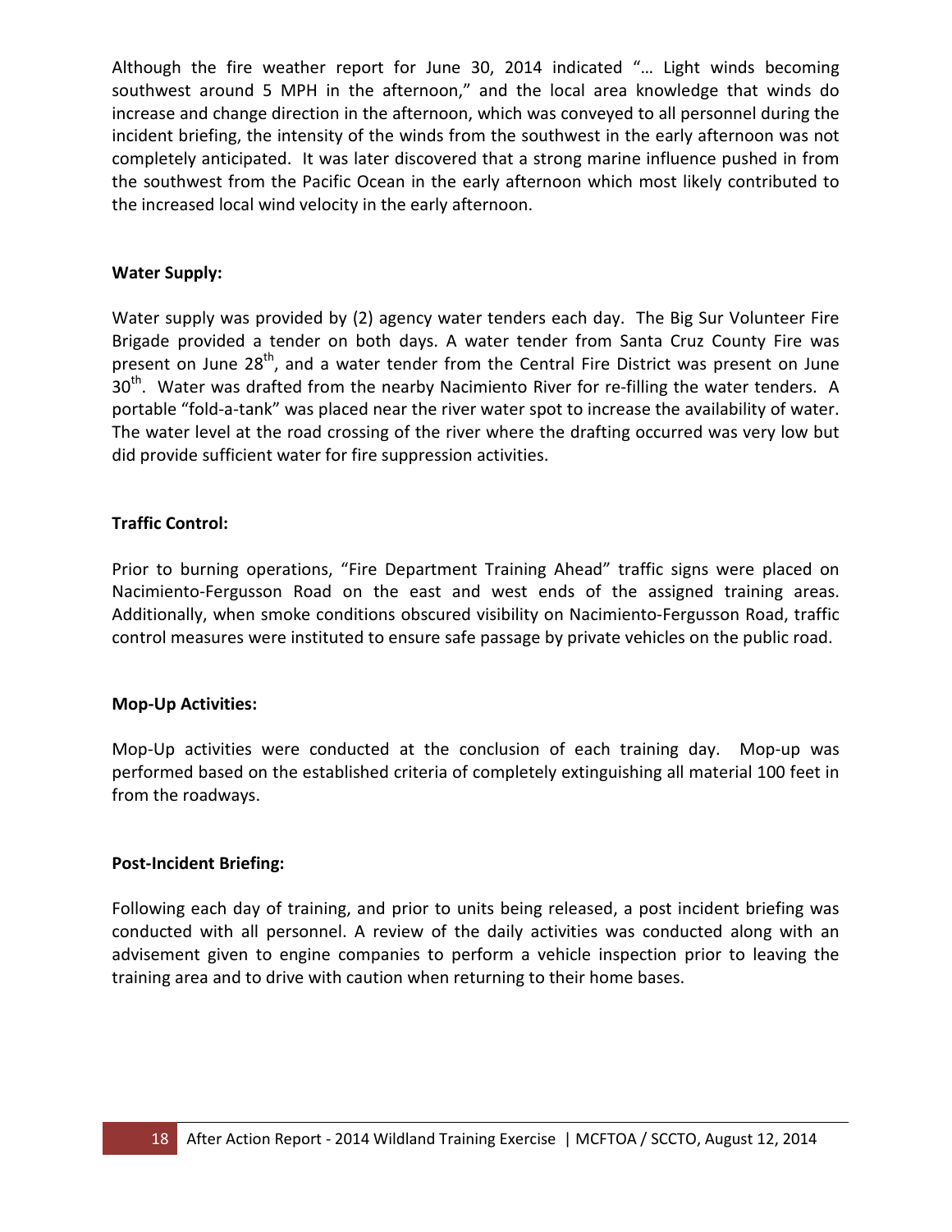Although the fire weather report for June 30, 2014 indicated "… Light winds becoming southwest around 5 MPH in the afternoon," and the local area knowledge that winds do increase and change direction in the afternoon, which was conveyed to all personnel during the incident briefing, the intensity of the winds from the southwest in the early afternoon was not completely anticipated. It was later discovered that a strong marine influence pushed in from the southwest from the Pacific Ocean in the early afternoon which most likely contributed to the increased local wind velocity in the early afternoon.

**Water Supply:**

Water supply was provided by (2) agency water tenders each day. The Big Sur Volunteer Fire Brigade provided a tender on both days. A water tender from Santa Cruz County Fire was present on June 28th, and a water tender from the Central Fire District was present on June 30th. Water was drafted from the nearby Nacimiento River for re-filling the water tenders. A portable "fold-a-tank" was placed near the river water spot to increase the availability of water. The water level at the road crossing of the river where the drafting occurred was very low but did provide sufficient water for fire suppression activities.

**Traffic Control:**

Prior to burning operations, "Fire Department Training Ahead" traffic signs were placed on Nacimiento-Fergusson Road on the east and west ends of the assigned training areas. Additionally, when smoke conditions obscured visibility on Nacimiento-Fergusson Road, traffic control measures were instituted to ensure safe passage by private vehicles on the public road.

**Mop-Up Activities:**

Mop-Up activities were conducted at the conclusion of each training day. Mop-up was performed based on the established criteria of completely extinguishing all material 100 feet in from the roadways.

**Post-Incident Briefing:**

Following each day of training, and prior to units being released, a post incident briefing was conducted with all personnel. A review of the daily activities was conducted along with an advisement given to engine companies to perform a vehicle inspection prior to leaving the training area and to drive with caution when returning to their home bases.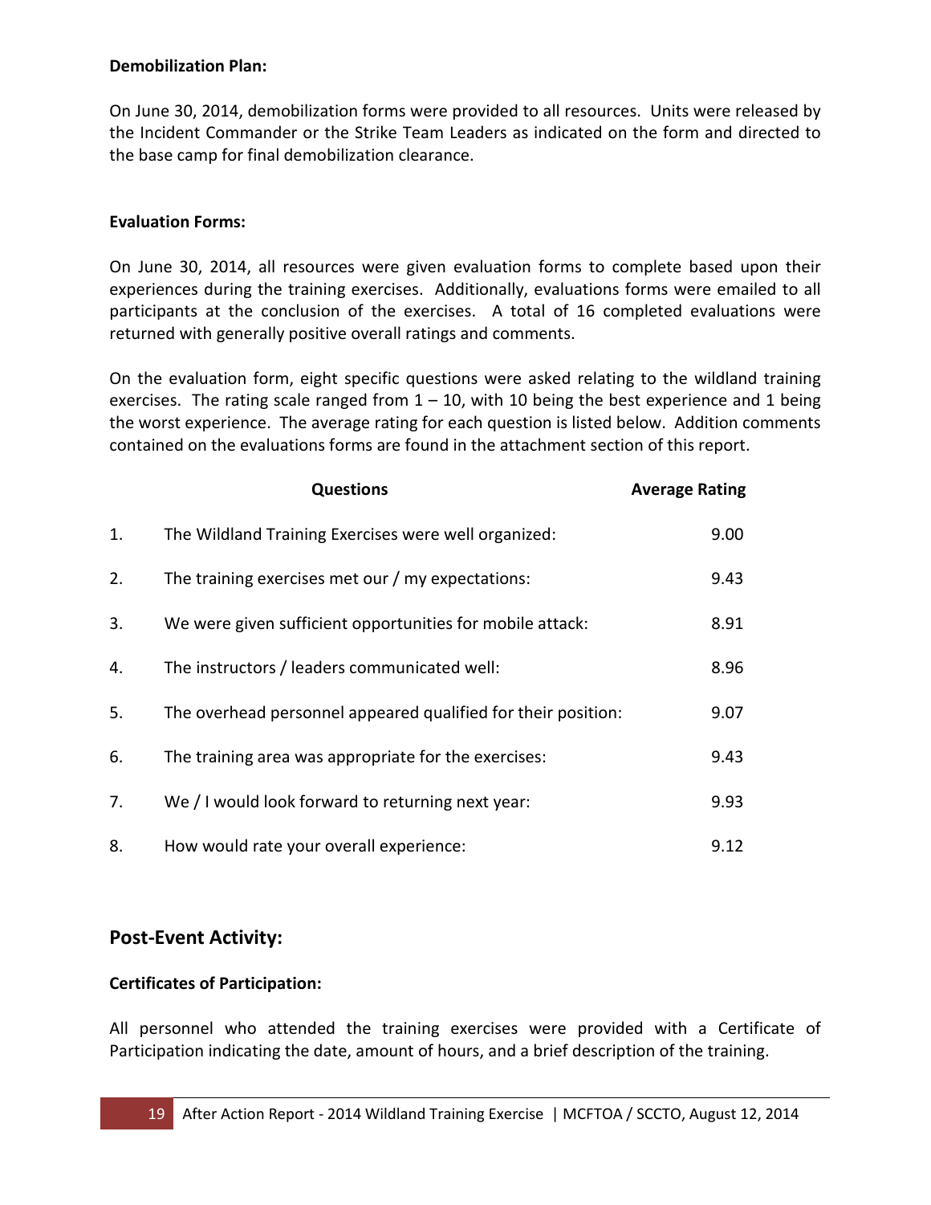**Demobilization Plan:**

On June 30, 2014, demobilization forms were provided to all resources. Units were released by the Incident Commander or the Strike Team Leaders as indicated on the form and directed to the base camp for final demobilization clearance.

**Evaluation Forms:**

On June 30, 2014, all resources were given evaluation forms to complete based upon their experiences during the training exercises. Additionally, evaluations forms were emailed to all participants at the conclusion of the exercises. A total of 16 completed evaluations were returned with generally positive overall ratings and comments.

On the evaluation form, eight specific questions were asked relating to the wildland training exercises. The rating scale ranged from 1 – 10, with 10 being the best experience and 1 being the worst experience. The average rating for each question is listed below. Addition comments contained on the evaluations forms are found in the attachment section of this report.

| | Questions | Average Rating |
|---|---|---|
| 1. | The Wildland Training Exercises were well organized: | 9.00 |
| 2. | The training exercises met our / my expectations: | 9.43 |
| 3. | We were given sufficient opportunities for mobile attack: | 8.91 |
| 4. | The instructors / leaders communicated well: | 8.96 |
| 5. | The overhead personnel appeared qualified for their position: | 9.07 |
| 6. | The training area was appropriate for the exercises: | 9.43 |
| 7. | We / I would look forward to returning next year: | 9.93 |
| 8. | How would rate your overall experience: | 9.12 |

## Post-Event Activity:

**Certificates of Participation:**

All personnel who attended the training exercises were provided with a Certificate of Participation indicating the date, amount of hours, and a brief description of the training.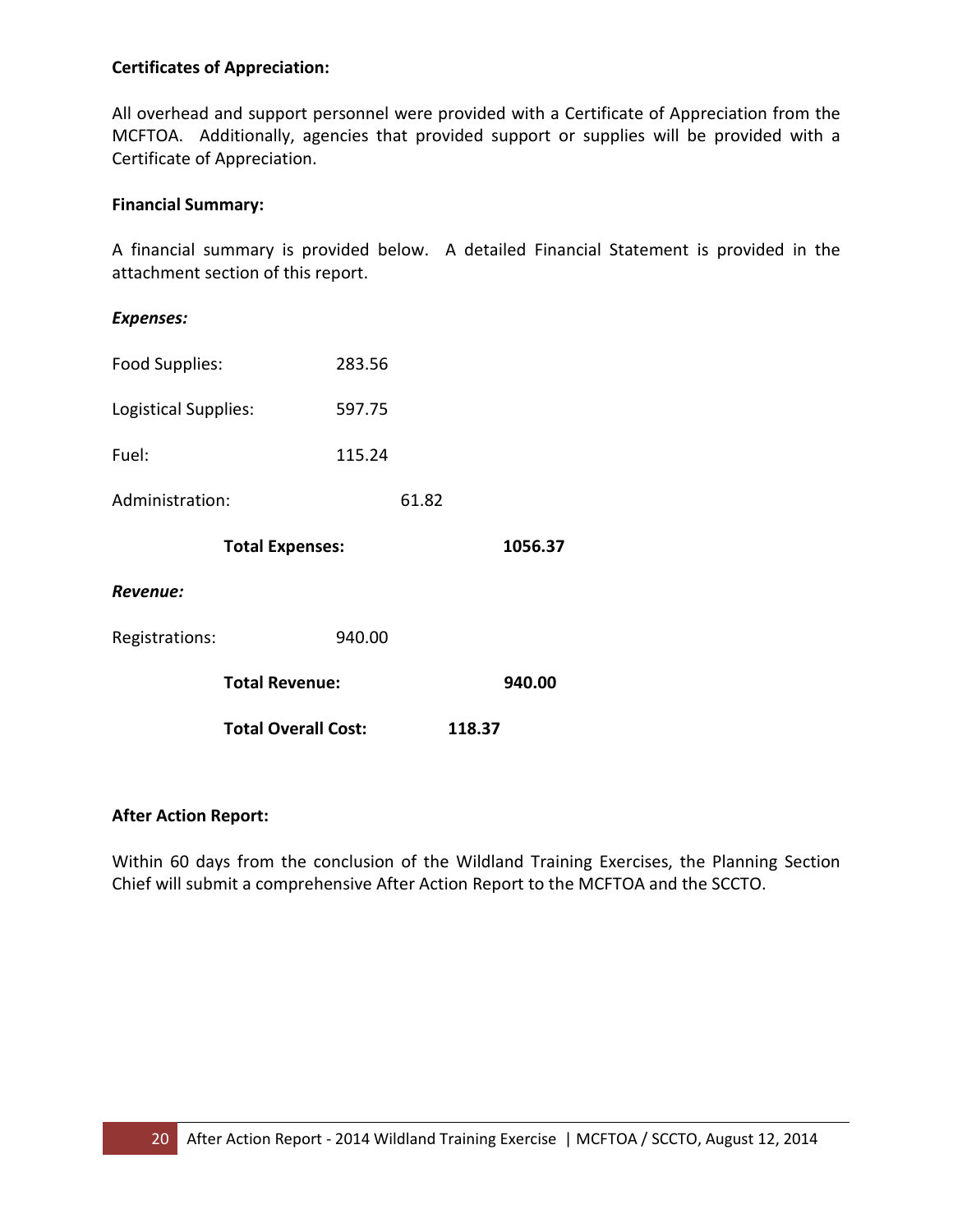**Certificates of Appreciation:**

All overhead and support personnel were provided with a Certificate of Appreciation from the MCFTOA. Additionally, agencies that provided support or supplies will be provided with a Certificate of Appreciation.

**Financial Summary:**

A financial summary is provided below. A detailed Financial Statement is provided in the attachment section of this report.

***Expenses:***

| | | | |
|---|---|---|---|
| Food Supplies: | 283.56 | | |
| Logistical Supplies: | 597.75 | | |
| Fuel: | 115.24 | | |
| Administration: | | 61.82 | |
| **Total Expenses:** | | | **1056.37** |

***Revenue:***

| | | | |
|---|---|---|---|
| Registrations: | 940.00 | | |
| **Total Revenue:** | | | **940.00** |
| **Total Overall Cost:** | | **118.37** | |

**After Action Report:**

Within 60 days from the conclusion of the Wildland Training Exercises, the Planning Section Chief will submit a comprehensive After Action Report to the MCFTOA and the SCCTO.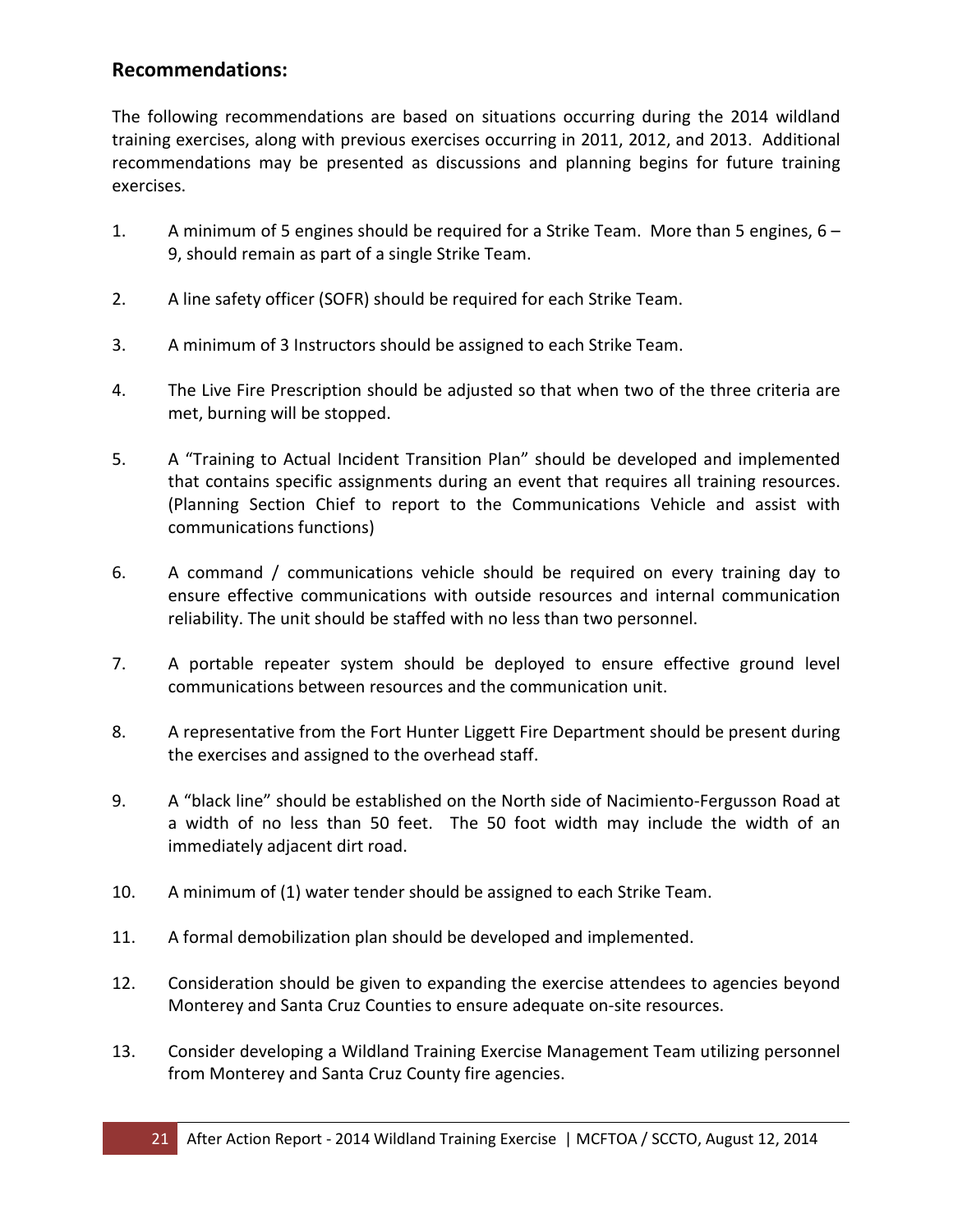## Recommendations:

The following recommendations are based on situations occurring during the 2014 wildland training exercises, along with previous exercises occurring in 2011, 2012, and 2013. Additional recommendations may be presented as discussions and planning begins for future training exercises.

1. A minimum of 5 engines should be required for a Strike Team. More than 5 engines, 6 – 9, should remain as part of a single Strike Team.

2. A line safety officer (SOFR) should be required for each Strike Team.

3. A minimum of 3 Instructors should be assigned to each Strike Team.

4. The Live Fire Prescription should be adjusted so that when two of the three criteria are met, burning will be stopped.

5. A "Training to Actual Incident Transition Plan" should be developed and implemented that contains specific assignments during an event that requires all training resources. (Planning Section Chief to report to the Communications Vehicle and assist with communications functions)

6. A command / communications vehicle should be required on every training day to ensure effective communications with outside resources and internal communication reliability. The unit should be staffed with no less than two personnel.

7. A portable repeater system should be deployed to ensure effective ground level communications between resources and the communication unit.

8. A representative from the Fort Hunter Liggett Fire Department should be present during the exercises and assigned to the overhead staff.

9. A "black line" should be established on the North side of Nacimiento-Fergusson Road at a width of no less than 50 feet. The 50 foot width may include the width of an immediately adjacent dirt road.

10. A minimum of (1) water tender should be assigned to each Strike Team.

11. A formal demobilization plan should be developed and implemented.

12. Consideration should be given to expanding the exercise attendees to agencies beyond Monterey and Santa Cruz Counties to ensure adequate on-site resources.

13. Consider developing a Wildland Training Exercise Management Team utilizing personnel from Monterey and Santa Cruz County fire agencies.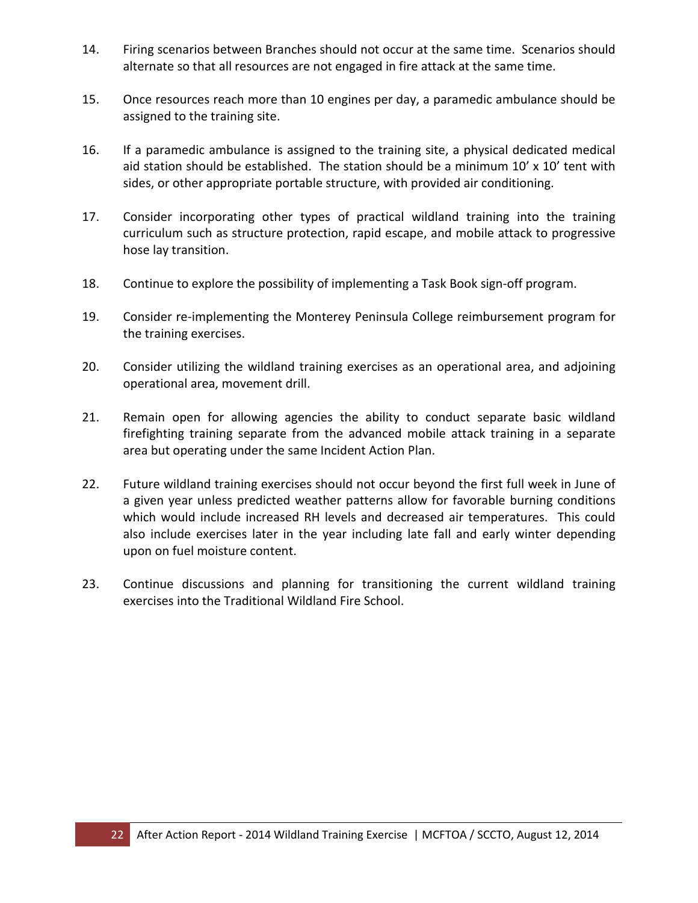14. Firing scenarios between Branches should not occur at the same time. Scenarios should alternate so that all resources are not engaged in fire attack at the same time.

15. Once resources reach more than 10 engines per day, a paramedic ambulance should be assigned to the training site.

16. If a paramedic ambulance is assigned to the training site, a physical dedicated medical aid station should be established. The station should be a minimum 10' x 10' tent with sides, or other appropriate portable structure, with provided air conditioning.

17. Consider incorporating other types of practical wildland training into the training curriculum such as structure protection, rapid escape, and mobile attack to progressive hose lay transition.

18. Continue to explore the possibility of implementing a Task Book sign-off program.

19. Consider re-implementing the Monterey Peninsula College reimbursement program for the training exercises.

20. Consider utilizing the wildland training exercises as an operational area, and adjoining operational area, movement drill.

21. Remain open for allowing agencies the ability to conduct separate basic wildland firefighting training separate from the advanced mobile attack training in a separate area but operating under the same Incident Action Plan.

22. Future wildland training exercises should not occur beyond the first full week in June of a given year unless predicted weather patterns allow for favorable burning conditions which would include increased RH levels and decreased air temperatures. This could also include exercises later in the year including late fall and early winter depending upon on fuel moisture content.

23. Continue discussions and planning for transitioning the current wildland training exercises into the Traditional Wildland Fire School.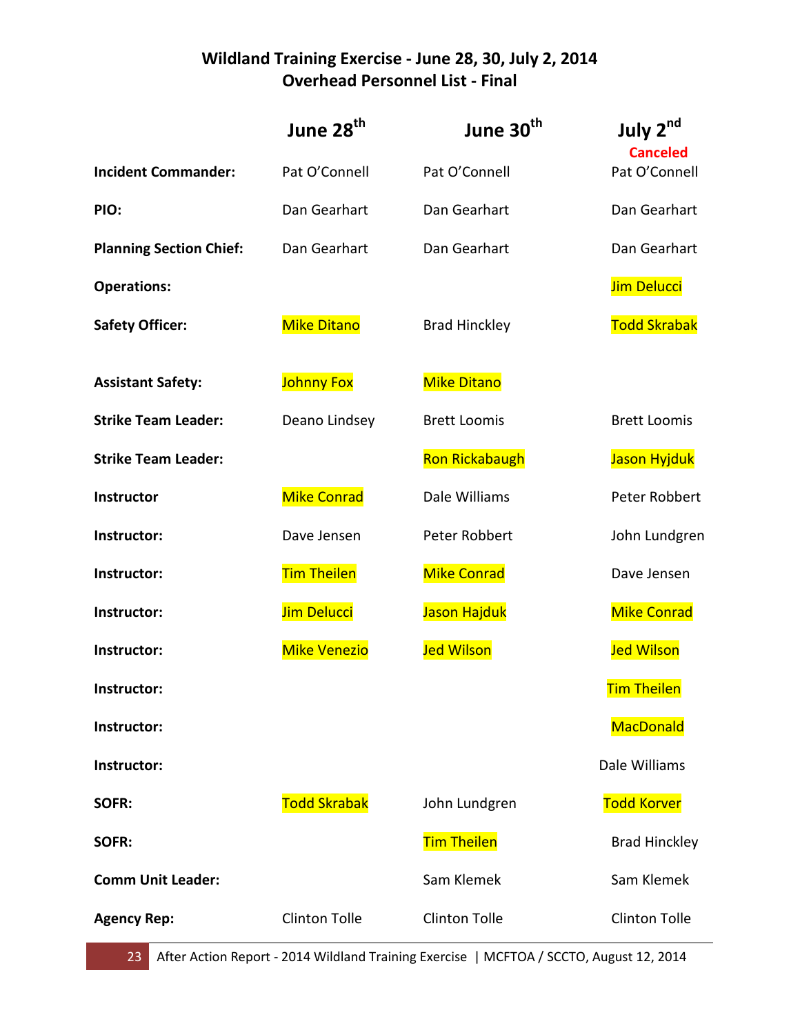# Wildland Training Exercise - June 28, 30, July 2, 2014
## Overhead Personnel List - Final

| | June 28th | June 30th | July 2nd Canceled |
|---|---|---|---|
| **Incident Commander:** | Pat O'Connell | Pat O'Connell | Pat O'Connell |
| **PIO:** | Dan Gearhart | Dan Gearhart | Dan Gearhart |
| **Planning Section Chief:** | Dan Gearhart | Dan Gearhart | Dan Gearhart |
| **Operations:** | | | Jim Delucci |
| **Safety Officer:** | Mike Ditano | Brad Hinckley | Todd Skrabak |
| **Assistant Safety:** | Johnny Fox | Mike Ditano | |
| **Strike Team Leader:** | Deano Lindsey | Brett Loomis | Brett Loomis |
| **Strike Team Leader:** | | Ron Rickabaugh | Jason Hyjduk |
| **Instructor** | Mike Conrad | Dale Williams | Peter Robbert |
| **Instructor:** | Dave Jensen | Peter Robbert | John Lundgren |
| **Instructor:** | Tim Theilen | Mike Conrad | Dave Jensen |
| **Instructor:** | Jim Delucci | Jason Hajduk | Mike Conrad |
| **Instructor:** | Mike Venezio | Jed Wilson | Jed Wilson |
| **Instructor:** | | | Tim Theilen |
| **Instructor:** | | | MacDonald |
| **Instructor:** | | | Dale Williams |
| **SOFR:** | Todd Skrabak | John Lundgren | Todd Korver |
| **SOFR:** | | Tim Theilen | Brad Hinckley |
| **Comm Unit Leader:** | | Sam Klemek | Sam Klemek |
| **Agency Rep:** | Clinton Tolle | Clinton Tolle | Clinton Tolle |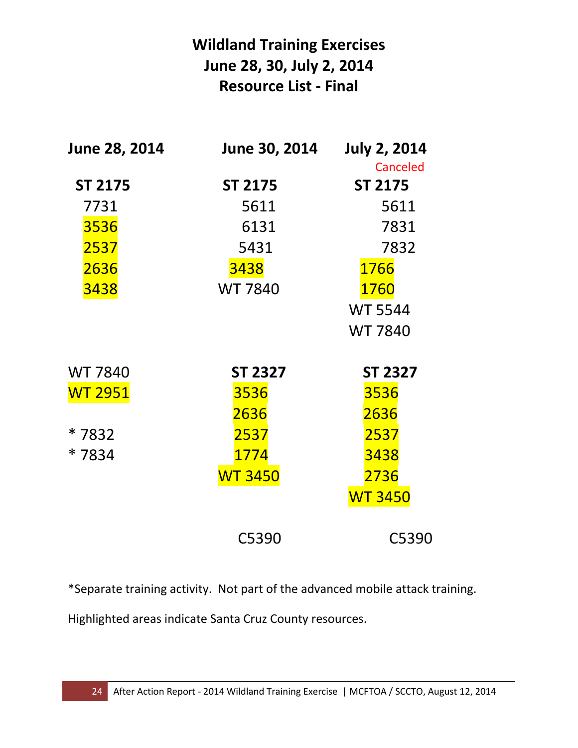# Wildland Training Exercises
## June 28, 30, July 2, 2014
## Resource List - Final

| June 28, 2014 | June 30, 2014 | July 2, 2014 (Canceled) |
|---|---|---|
| **ST 2175** | **ST 2175** | **ST 2175** |
| 7731 | 5611 | 5611 |
| 3536 | 6131 | 7831 |
| 2537 | 5431 | 7832 |
| 2636 | 3438 | 1766 |
| 3438 | WT 7840 | 1760 |
| | | WT 5544 |
| | | WT 7840 |
| | | |
| WT 7840 | **ST 2327** | **ST 2327** |
| WT 2951 | 3536 | 3536 |
| | 2636 | 2636 |
| * 7832 | 2537 | 2537 |
| * 7834 | 1774 | 3438 |
| | WT 3450 | 2736 |
| | | WT 3450 |
| | | |
| | C5390 | C5390 |

*Separate training activity. Not part of the advanced mobile attack training.

Highlighted areas indicate Santa Cruz County resources.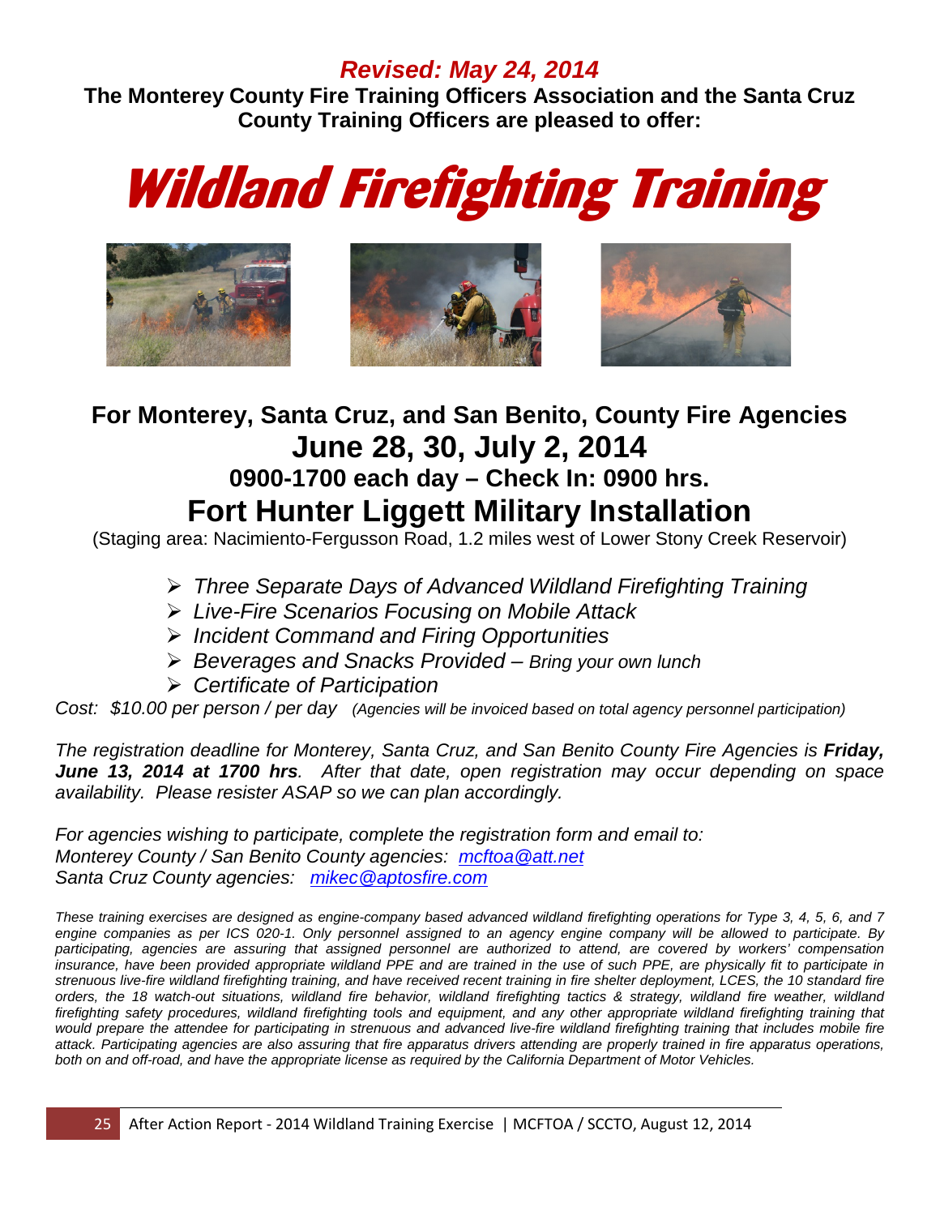*Revised: May 24, 2014*

**The Monterey County Fire Training Officers Association and the Santa Cruz County Training Officers are pleased to offer:**

# *Wildland Firefighting Training*

## For Monterey, Santa Cruz, and San Benito, County Fire Agencies

## June 28, 30, July 2, 2014

### 0900-1700 each day – Check In: 0900 hrs.

## Fort Hunter Liggett Military Installation

(Staging area: Nacimiento-Fergusson Road, 1.2 miles west of Lower Stony Creek Reservoir)

- *Three Separate Days of Advanced Wildland Firefighting Training*
- *Live-Fire Scenarios Focusing on Mobile Attack*
- *Incident Command and Firing Opportunities*
- *Beverages and Snacks Provided – Bring your own lunch*
- *Certificate of Participation*

*Cost: $10.00 per person / per day (Agencies will be invoiced based on total agency personnel participation)*

*The registration deadline for Monterey, Santa Cruz, and San Benito County Fire Agencies is **Friday, June 13, 2014 at 1700 hrs**. After that date, open registration may occur depending on space availability. Please resister ASAP so we can plan accordingly.*

*For agencies wishing to participate, complete the registration form and email to:*
*Monterey County / San Benito County agencies: mcftoa@att.net*
*Santa Cruz County agencies: mikec@aptosfire.com*

*These training exercises are designed as engine-company based advanced wildland firefighting operations for Type 3, 4, 5, 6, and 7 engine companies as per ICS 020-1. Only personnel assigned to an agency engine company will be allowed to participate. By participating, agencies are assuring that assigned personnel are authorized to attend, are covered by workers' compensation insurance, have been provided appropriate wildland PPE and are trained in the use of such PPE, are physically fit to participate in strenuous live-fire wildland firefighting training, and have received recent training in fire shelter deployment, LCES, the 10 standard fire orders, the 18 watch-out situations, wildland fire behavior, wildland firefighting tactics & strategy, wildland fire weather, wildland firefighting safety procedures, wildland firefighting tools and equipment, and any other appropriate wildland firefighting training that would prepare the attendee for participating in strenuous and advanced live-fire wildland firefighting training that includes mobile fire attack. Participating agencies are also assuring that fire apparatus drivers attending are properly trained in fire apparatus operations, both on and off-road, and have the appropriate license as required by the California Department of Motor Vehicles.*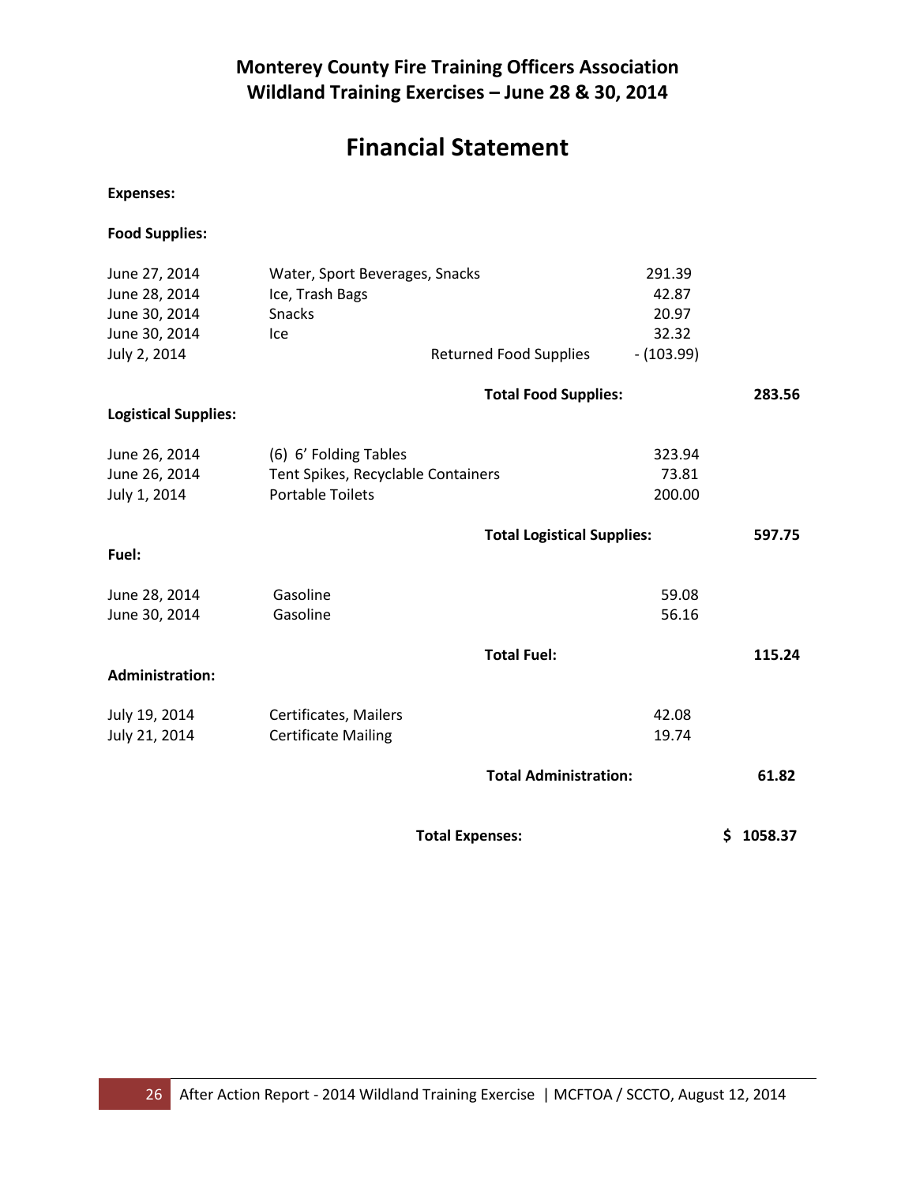**Monterey County Fire Training Officers Association**
**Wildland Training Exercises – June 28 & 30, 2014**

# Financial Statement

**Expenses:**

**Food Supplies:**

| | | | |
|---|---|---|---|
| June 27, 2014 | Water, Sport Beverages, Snacks | 291.39 | |
| June 28, 2014 | Ice, Trash Bags | 42.87 | |
| June 30, 2014 | Snacks | 20.97 | |
| June 30, 2014 | Ice | 32.32 | |
| July 2, 2014 | Returned Food Supplies | - (103.99) | |
| | **Total Food Supplies:** | | **283.56** |

**Logistical Supplies:**

| | | | |
|---|---|---|---|
| June 26, 2014 | (6) 6' Folding Tables | 323.94 | |
| June 26, 2014 | Tent Spikes, Recyclable Containers | 73.81 | |
| July 1, 2014 | Portable Toilets | 200.00 | |
| | **Total Logistical Supplies:** | | **597.75** |

**Fuel:**

| | | | |
|---|---|---|---|
| June 28, 2014 | Gasoline | 59.08 | |
| June 30, 2014 | Gasoline | 56.16 | |
| | **Total Fuel:** | | **115.24** |

**Administration:**

| | | | |
|---|---|---|---|
| July 19, 2014 | Certificates, Mailers | 42.08 | |
| July 21, 2014 | Certificate Mailing | 19.74 | |
| | **Total Administration:** | | **61.82** |

**Total Expenses:** **$ 1058.37**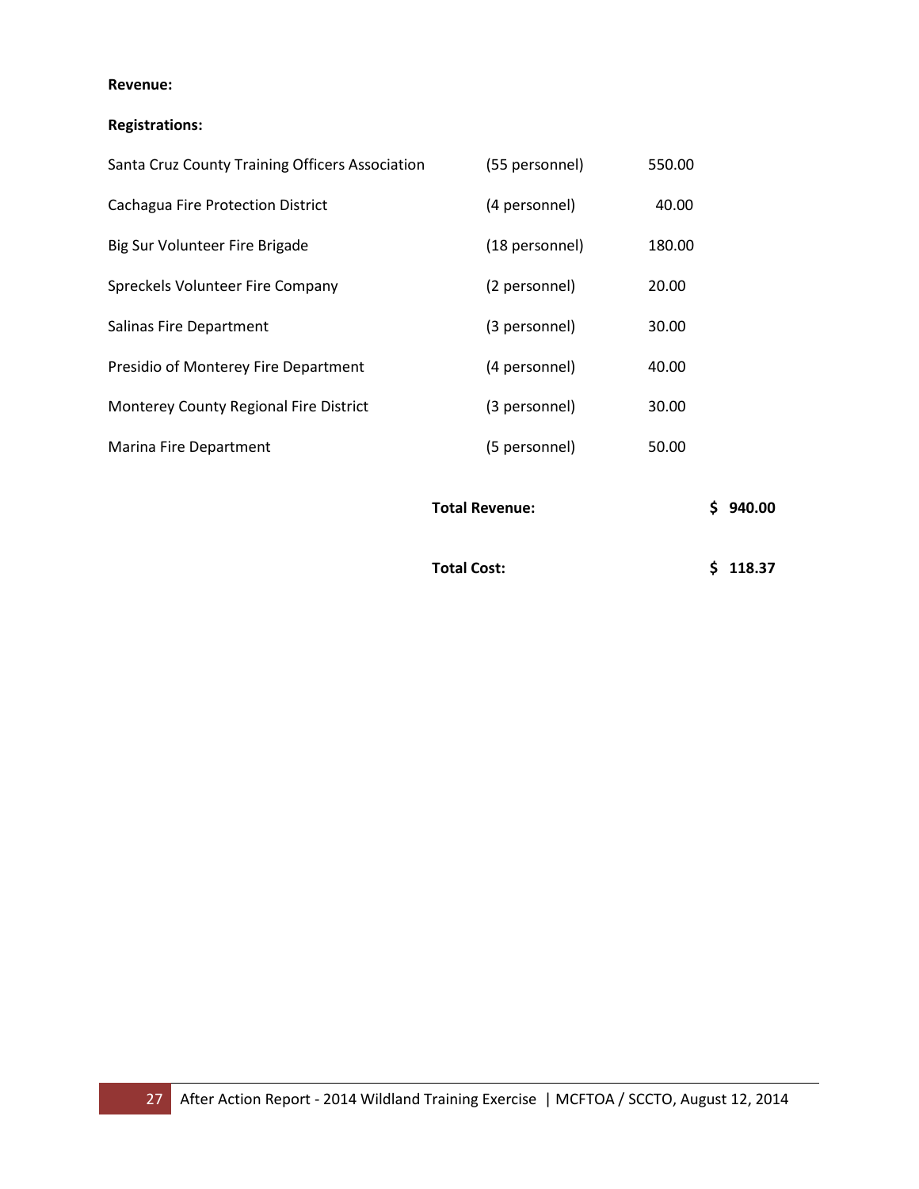**Revenue:**

**Registrations:**

| | | | |
|---|---|---|---|
| Santa Cruz County Training Officers Association | (55 personnel) | 550.00 | |
| Cachagua Fire Protection District | (4 personnel) | 40.00 | |
| Big Sur Volunteer Fire Brigade | (18 personnel) | 180.00 | |
| Spreckels Volunteer Fire Company | (2 personnel) | 20.00 | |
| Salinas Fire Department | (3 personnel) | 30.00 | |
| Presidio of Monterey Fire Department | (4 personnel) | 40.00 | |
| Monterey County Regional Fire District | (3 personnel) | 30.00 | |
| Marina Fire Department | (5 personnel) | 50.00 | |
| | **Total Revenue:** | | **$ 940.00** |
| | **Total Cost:** | | **$ 118.37** |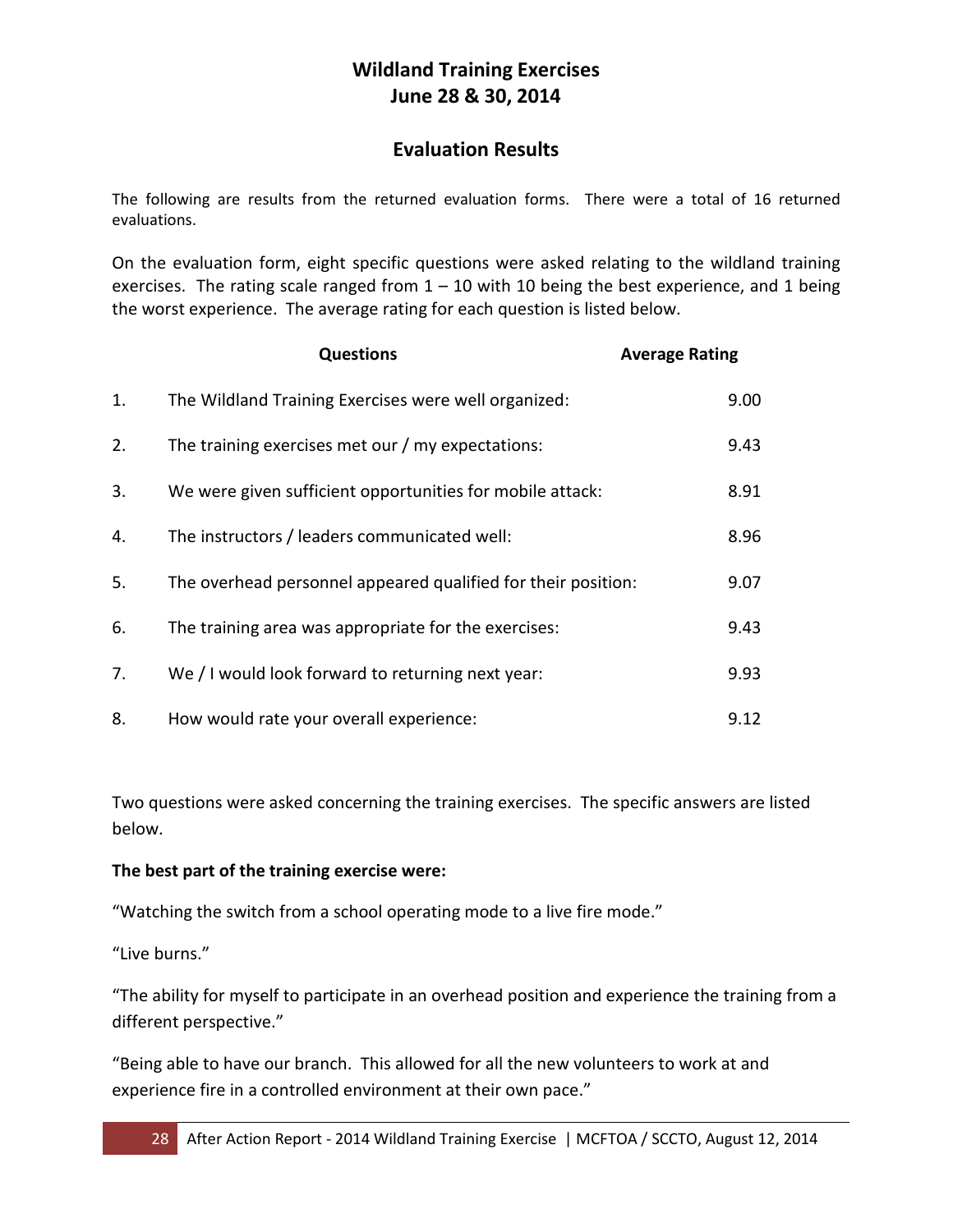# Wildland Training Exercises
# June 28 & 30, 2014

## Evaluation Results

The following are results from the returned evaluation forms. There were a total of 16 returned evaluations.

On the evaluation form, eight specific questions were asked relating to the wildland training exercises. The rating scale ranged from 1 – 10 with 10 being the best experience, and 1 being the worst experience. The average rating for each question is listed below.

| | Questions | Average Rating |
|---|---|---|
| 1. | The Wildland Training Exercises were well organized: | 9.00 |
| 2. | The training exercises met our / my expectations: | 9.43 |
| 3. | We were given sufficient opportunities for mobile attack: | 8.91 |
| 4. | The instructors / leaders communicated well: | 8.96 |
| 5. | The overhead personnel appeared qualified for their position: | 9.07 |
| 6. | The training area was appropriate for the exercises: | 9.43 |
| 7. | We / I would look forward to returning next year: | 9.93 |
| 8. | How would rate your overall experience: | 9.12 |

Two questions were asked concerning the training exercises. The specific answers are listed below.

**The best part of the training exercise were:**

"Watching the switch from a school operating mode to a live fire mode."

"Live burns."

"The ability for myself to participate in an overhead position and experience the training from a different perspective."

"Being able to have our branch. This allowed for all the new volunteers to work at and experience fire in a controlled environment at their own pace."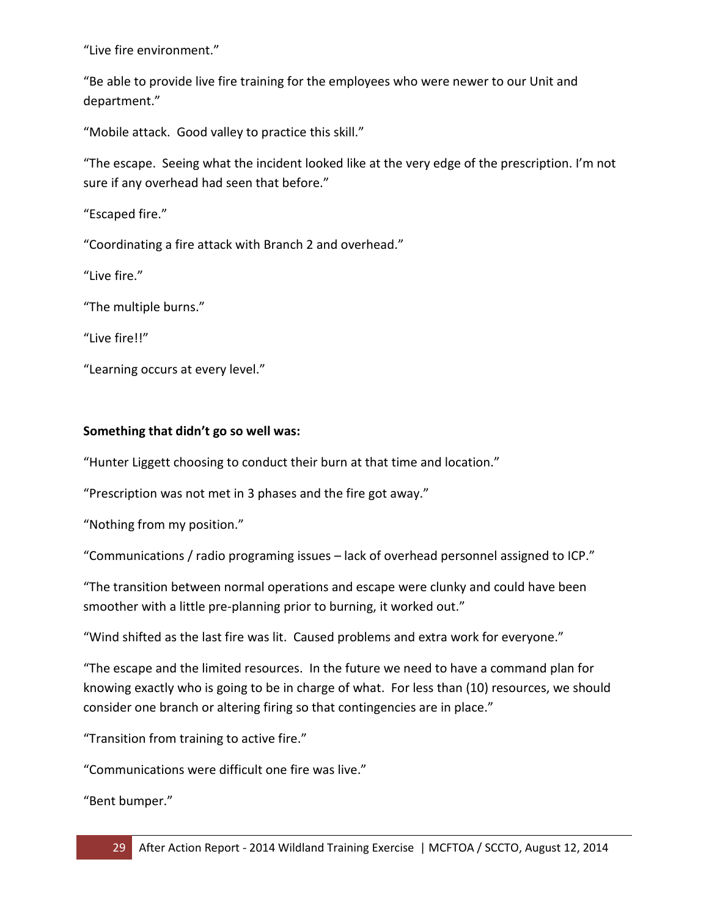"Live fire environment."

"Be able to provide live fire training for the employees who were newer to our Unit and department."

"Mobile attack. Good valley to practice this skill."

"The escape. Seeing what the incident looked like at the very edge of the prescription. I'm not sure if any overhead had seen that before."

"Escaped fire."

"Coordinating a fire attack with Branch 2 and overhead."

"Live fire."

"The multiple burns."

"Live fire!!"

"Learning occurs at every level."

**Something that didn't go so well was:**

"Hunter Liggett choosing to conduct their burn at that time and location."

"Prescription was not met in 3 phases and the fire got away."

"Nothing from my position."

"Communications / radio programing issues – lack of overhead personnel assigned to ICP."

"The transition between normal operations and escape were clunky and could have been smoother with a little pre-planning prior to burning, it worked out."

"Wind shifted as the last fire was lit. Caused problems and extra work for everyone."

"The escape and the limited resources. In the future we need to have a command plan for knowing exactly who is going to be in charge of what. For less than (10) resources, we should consider one branch or altering firing so that contingencies are in place."

"Transition from training to active fire."

"Communications were difficult one fire was live."

"Bent bumper."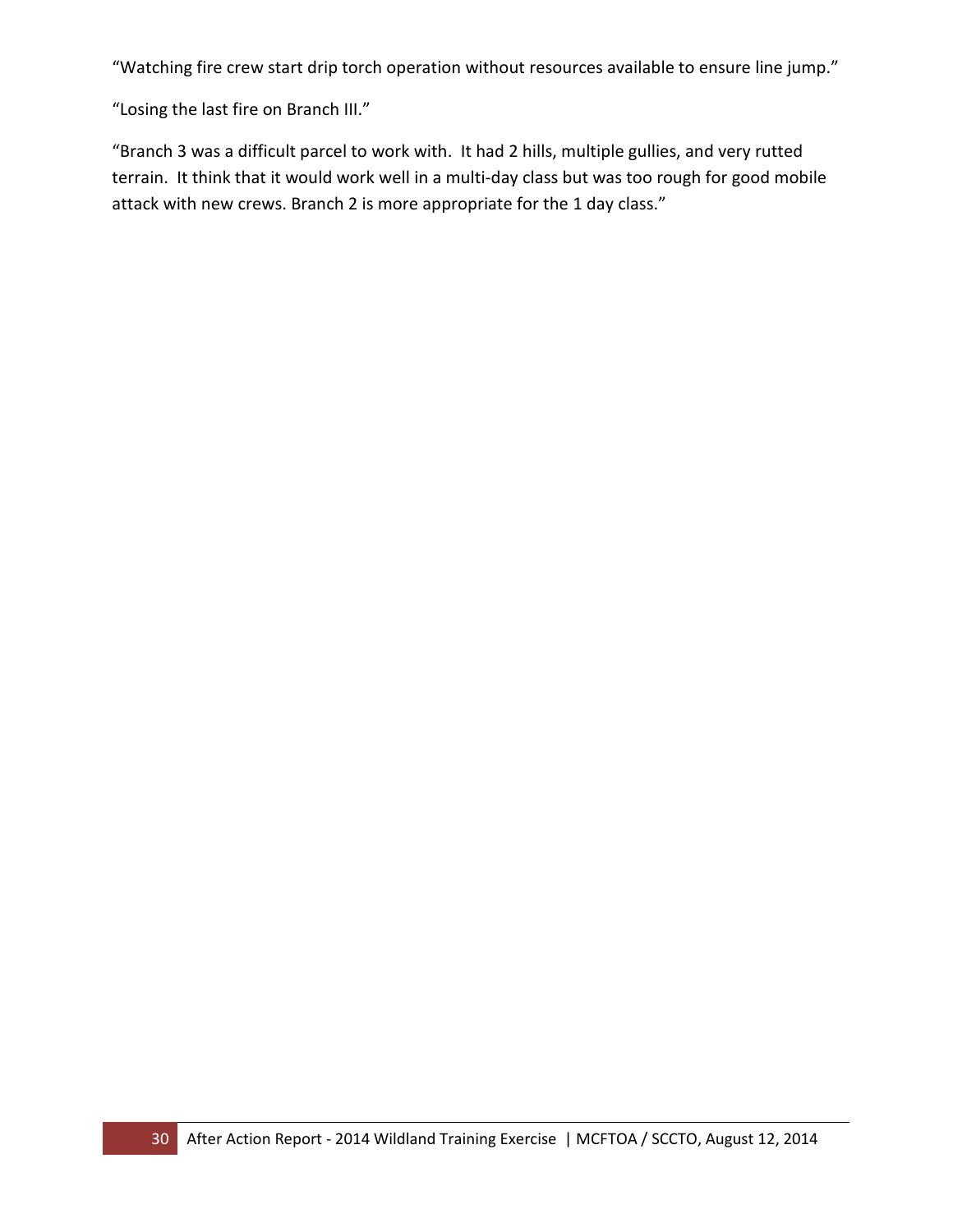"Watching fire crew start drip torch operation without resources available to ensure line jump."

"Losing the last fire on Branch III."

"Branch 3 was a difficult parcel to work with. It had 2 hills, multiple gullies, and very rutted terrain. It think that it would work well in a multi-day class but was too rough for good mobile attack with new crews. Branch 2 is more appropriate for the 1 day class."